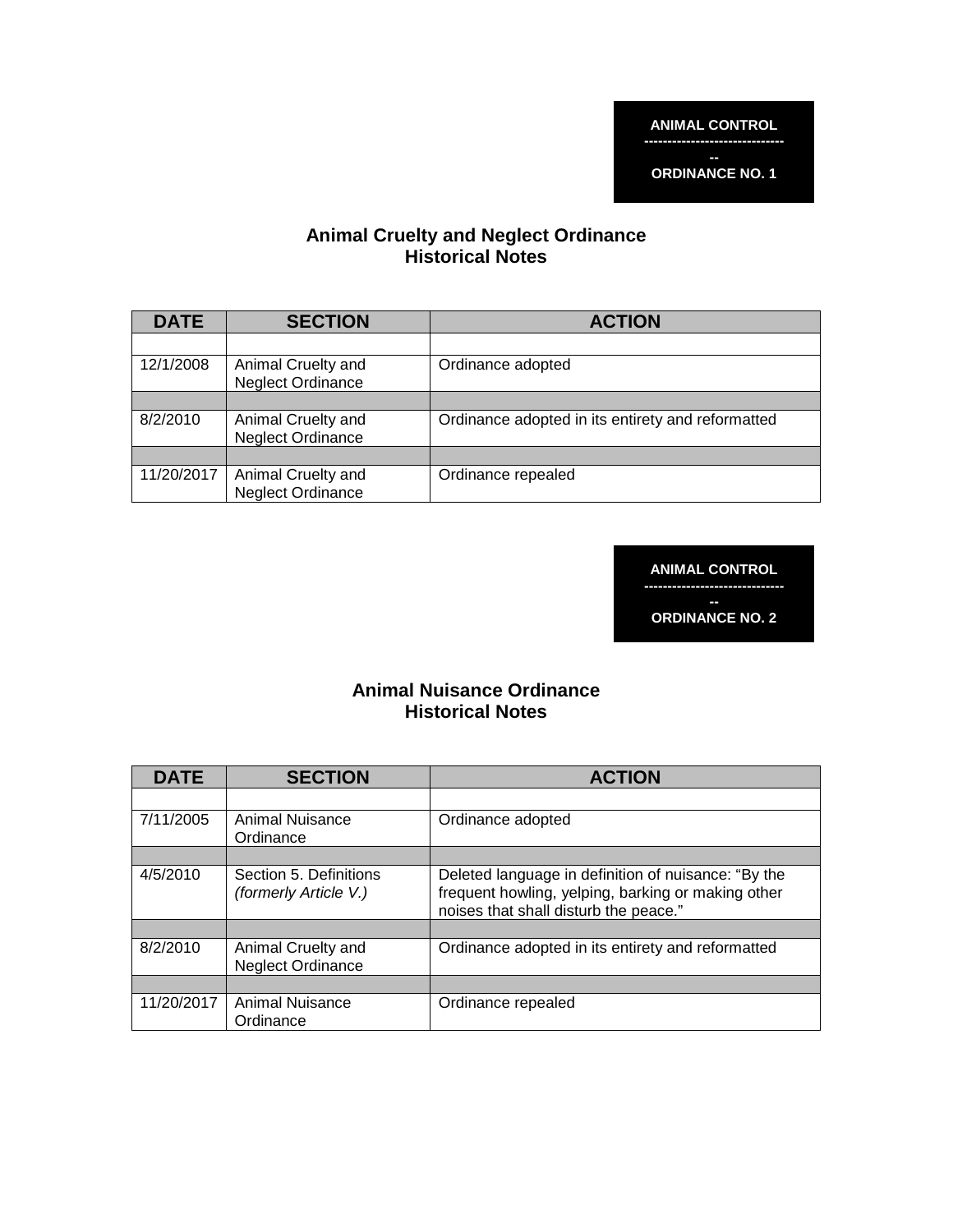**ANIMAL CONTROL**
**--------------------------------**
**ORDINANCE NO. 1**

## Animal Cruelty and Neglect Ordinance
## Historical Notes

| DATE | SECTION | ACTION |
|---|---|---|
| | | |
| 12/1/2008 | Animal Cruelty and Neglect Ordinance | Ordinance adopted |
| | | |
| 8/2/2010 | Animal Cruelty and Neglect Ordinance | Ordinance adopted in its entirety and reformatted |
| | | |
| 11/20/2017 | Animal Cruelty and Neglect Ordinance | Ordinance repealed |

**ANIMAL CONTROL**
**--------------------------------**
**ORDINANCE NO. 2**

## Animal Nuisance Ordinance
## Historical Notes

| DATE | SECTION | ACTION |
|---|---|---|
| | | |
| 7/11/2005 | Animal Nuisance Ordinance | Ordinance adopted |
| | | |
| 4/5/2010 | Section 5. Definitions *(formerly Article V.)* | Deleted language in definition of nuisance: “By the frequent howling, yelping, barking or making other noises that shall disturb the peace.” |
| | | |
| 8/2/2010 | Animal Cruelty and Neglect Ordinance | Ordinance adopted in its entirety and reformatted |
| | | |
| 11/20/2017 | Animal Nuisance Ordinance | Ordinance repealed |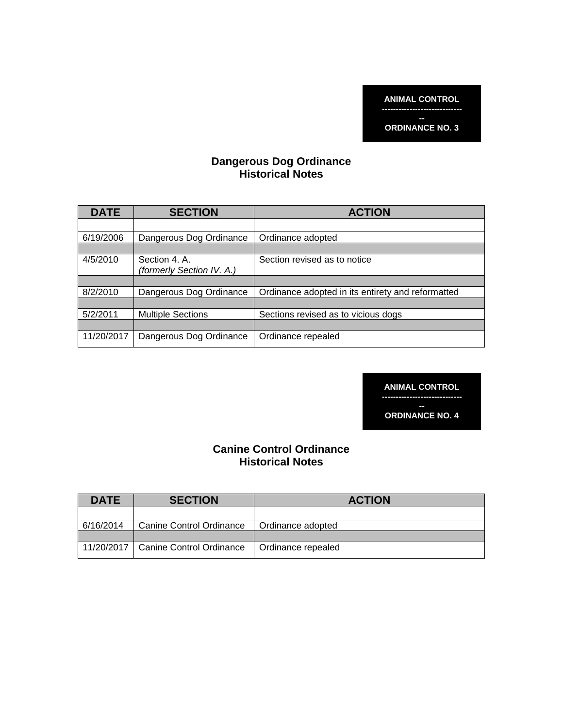**ANIMAL CONTROL**
**------------------------------**
**ORDINANCE NO. 3**

## Dangerous Dog Ordinance
## Historical Notes

| DATE | SECTION | ACTION |
|---|---|---|
| | | |
| 6/19/2006 | Dangerous Dog Ordinance | Ordinance adopted |
| | | |
| 4/5/2010 | Section 4. A. *(formerly Section IV. A.)* | Section revised as to notice |
| | | |
| 8/2/2010 | Dangerous Dog Ordinance | Ordinance adopted in its entirety and reformatted |
| | | |
| 5/2/2011 | Multiple Sections | Sections revised as to vicious dogs |
| | | |
| 11/20/2017 | Dangerous Dog Ordinance | Ordinance repealed |

**ANIMAL CONTROL**
**------------------------------**
**ORDINANCE NO. 4**

## Canine Control Ordinance
## Historical Notes

| DATE | SECTION | ACTION |
|---|---|---|
| | | |
| 6/16/2014 | Canine Control Ordinance | Ordinance adopted |
| | | |
| 11/20/2017 | Canine Control Ordinance | Ordinance repealed |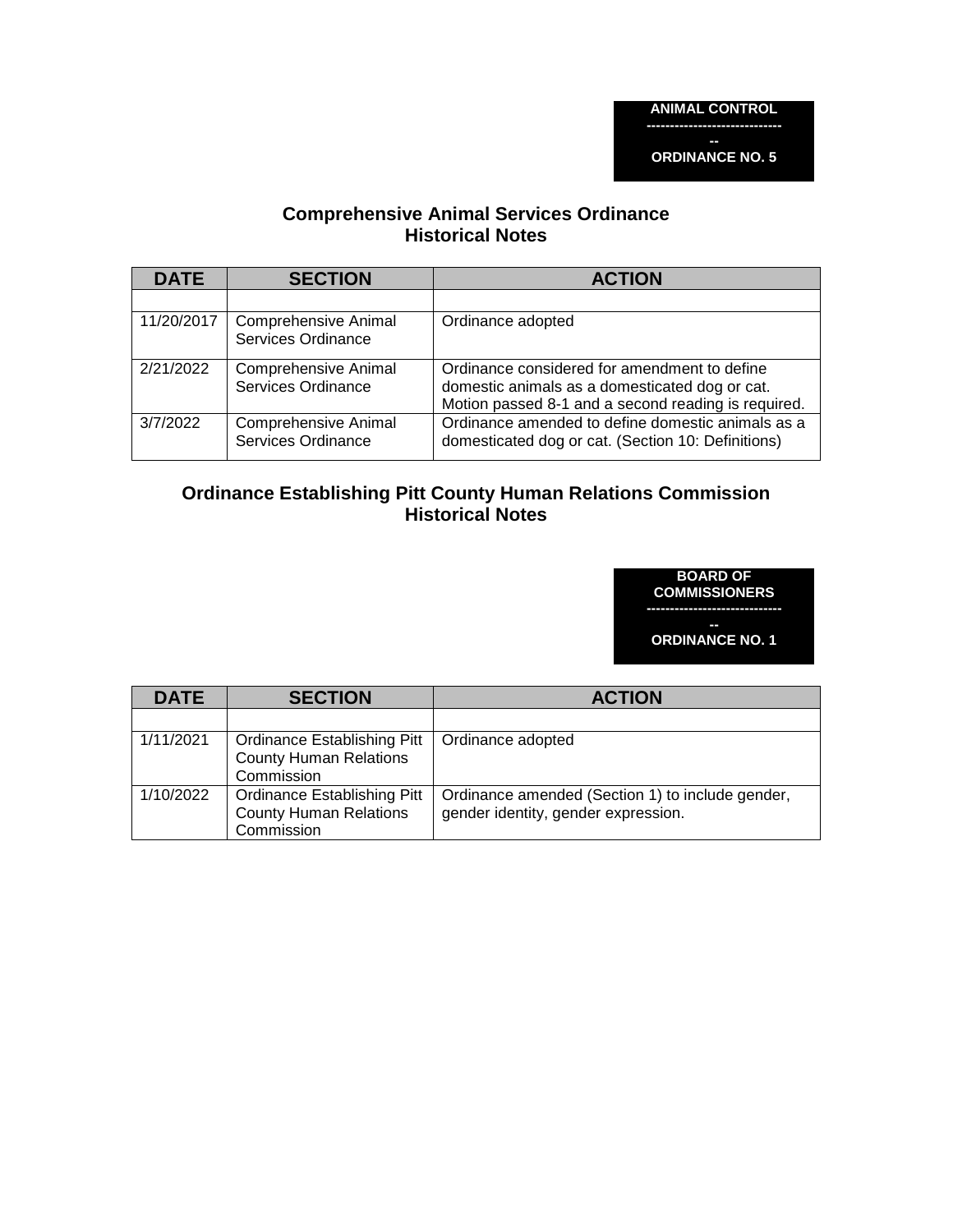**ANIMAL CONTROL**
**------------------------------**
**ORDINANCE NO. 5**

## Comprehensive Animal Services Ordinance Historical Notes

| DATE | SECTION | ACTION |
|---|---|---|
| | | |
| 11/20/2017 | Comprehensive Animal Services Ordinance | Ordinance adopted |
| 2/21/2022 | Comprehensive Animal Services Ordinance | Ordinance considered for amendment to define domestic animals as a domesticated dog or cat. Motion passed 8-1 and a second reading is required. |
| 3/7/2022 | Comprehensive Animal Services Ordinance | Ordinance amended to define domestic animals as a domesticated dog or cat. (Section 10: Definitions) |

## Ordinance Establishing Pitt County Human Relations Commission Historical Notes

**BOARD OF COMMISSIONERS**
**------------------------------**
**ORDINANCE NO. 1**

| DATE | SECTION | ACTION |
|---|---|---|
| | | |
| 1/11/2021 | Ordinance Establishing Pitt County Human Relations Commission | Ordinance adopted |
| 1/10/2022 | Ordinance Establishing Pitt County Human Relations Commission | Ordinance amended (Section 1) to include gender, gender identity, gender expression. |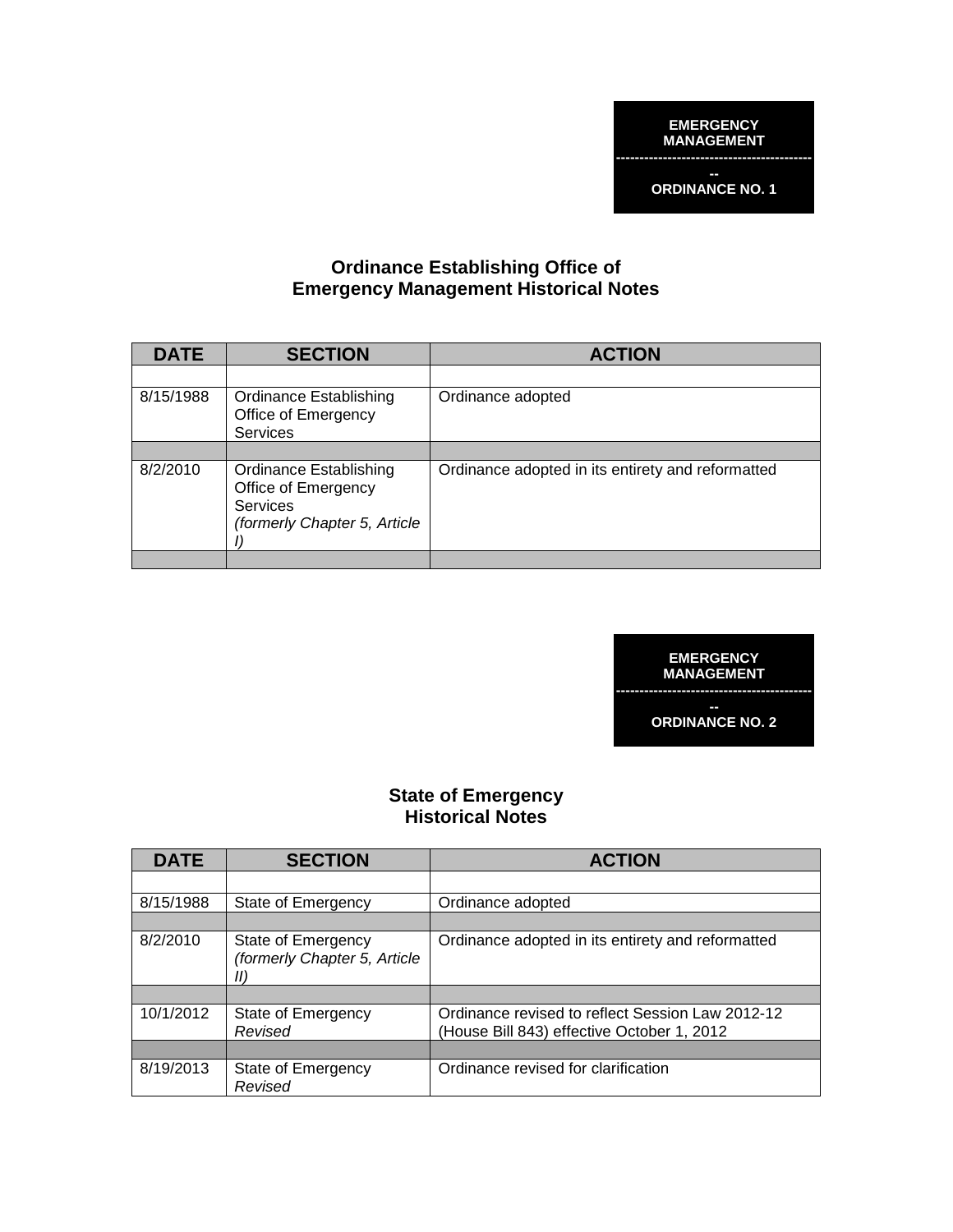**EMERGENCY MANAGEMENT**

**------------------------------------------**

**ORDINANCE NO. 1**

### Ordinance Establishing Office of Emergency Management Historical Notes

| DATE | SECTION | ACTION |
|---|---|---|
| | | |
| 8/15/1988 | Ordinance Establishing Office of Emergency Services | Ordinance adopted |
| | | |
| 8/2/2010 | Ordinance Establishing Office of Emergency Services *(formerly Chapter 5, Article I)* | Ordinance adopted in its entirety and reformatted |
| | | |

**EMERGENCY MANAGEMENT**

**------------------------------------------**

**ORDINANCE NO. 2**

### State of Emergency Historical Notes

| DATE | SECTION | ACTION |
|---|---|---|
| | | |
| 8/15/1988 | State of Emergency | Ordinance adopted |
| | | |
| 8/2/2010 | State of Emergency *(formerly Chapter 5, Article II)* | Ordinance adopted in its entirety and reformatted |
| | | |
| 10/1/2012 | State of Emergency *Revised* | Ordinance revised to reflect Session Law 2012-12 (House Bill 843) effective October 1, 2012 |
| | | |
| 8/19/2013 | State of Emergency *Revised* | Ordinance revised for clarification |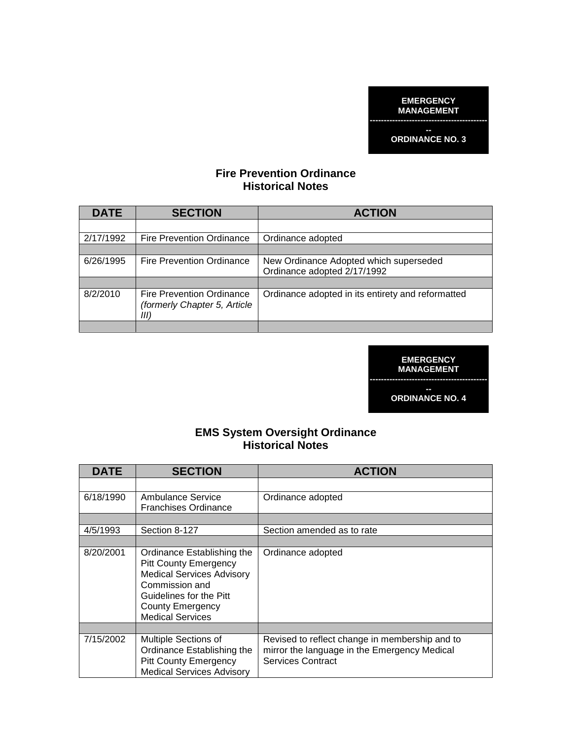**EMERGENCY MANAGEMENT**
**--------------------------------------------**
**ORDINANCE NO. 3**

## Fire Prevention Ordinance
## Historical Notes

| DATE | SECTION | ACTION |
|---|---|---|
| | | |
| 2/17/1992 | Fire Prevention Ordinance | Ordinance adopted |
| | | |
| 6/26/1995 | Fire Prevention Ordinance | New Ordinance Adopted which superseded Ordinance adopted 2/17/1992 |
| | | |
| 8/2/2010 | Fire Prevention Ordinance *(formerly Chapter 5, Article III)* | Ordinance adopted in its entirety and reformatted |
| | | |

**EMERGENCY MANAGEMENT**
**--------------------------------------------**
**ORDINANCE NO. 4**

## EMS System Oversight Ordinance
## Historical Notes

| DATE | SECTION | ACTION |
|---|---|---|
| | | |
| 6/18/1990 | Ambulance Service Franchises Ordinance | Ordinance adopted |
| | | |
| 4/5/1993 | Section 8-127 | Section amended as to rate |
| | | |
| 8/20/2001 | Ordinance Establishing the Pitt County Emergency Medical Services Advisory Commission and Guidelines for the Pitt County Emergency Medical Services | Ordinance adopted |
| | | |
| 7/15/2002 | Multiple Sections of Ordinance Establishing the Pitt County Emergency Medical Services Advisory | Revised to reflect change in membership and to mirror the language in the Emergency Medical Services Contract |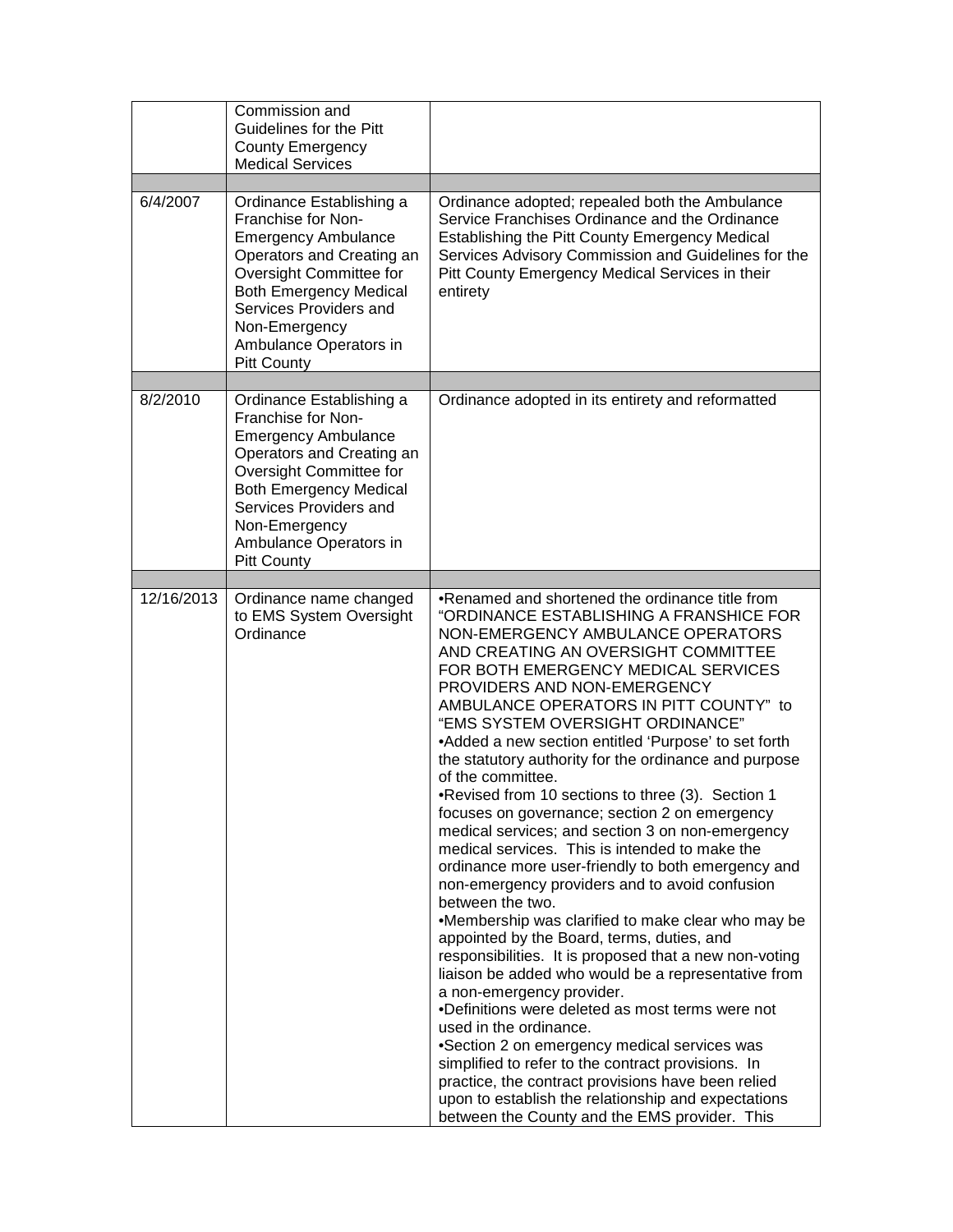| | | |
|---|---|---|
| | Commission and Guidelines for the Pitt County Emergency Medical Services | |
| | | |
| 6/4/2007 | Ordinance Establishing a Franchise for Non-Emergency Ambulance Operators and Creating an Oversight Committee for Both Emergency Medical Services Providers and Non-Emergency Ambulance Operators in Pitt County | Ordinance adopted; repealed both the Ambulance Service Franchises Ordinance and the Ordinance Establishing the Pitt County Emergency Medical Services Advisory Commission and Guidelines for the Pitt County Emergency Medical Services in their entirety |
| | | |
| 8/2/2010 | Ordinance Establishing a Franchise for Non-Emergency Ambulance Operators and Creating an Oversight Committee for Both Emergency Medical Services Providers and Non-Emergency Ambulance Operators in Pitt County | Ordinance adopted in its entirety and reformatted |
| | | |
| 12/16/2013 | Ordinance name changed to EMS System Oversight Ordinance | •Renamed and shortened the ordinance title from "ORDINANCE ESTABLISHING A FRANSHICE FOR NON-EMERGENCY AMBULANCE OPERATORS AND CREATING AN OVERSIGHT COMMITTEE FOR BOTH EMERGENCY MEDICAL SERVICES PROVIDERS AND NON-EMERGENCY AMBULANCE OPERATORS IN PITT COUNTY" to "EMS SYSTEM OVERSIGHT ORDINANCE"<br>•Added a new section entitled 'Purpose' to set forth the statutory authority for the ordinance and purpose of the committee.<br>•Revised from 10 sections to three (3). Section 1 focuses on governance; section 2 on emergency medical services; and section 3 on non-emergency medical services. This is intended to make the ordinance more user-friendly to both emergency and non-emergency providers and to avoid confusion between the two.<br>•Membership was clarified to make clear who may be appointed by the Board, terms, duties, and responsibilities. It is proposed that a new non-voting liaison be added who would be a representative from a non-emergency provider.<br>•Definitions were deleted as most terms were not used in the ordinance.<br>•Section 2 on emergency medical services was simplified to refer to the contract provisions. In practice, the contract provisions have been relied upon to establish the relationship and expectations between the County and the EMS provider. This |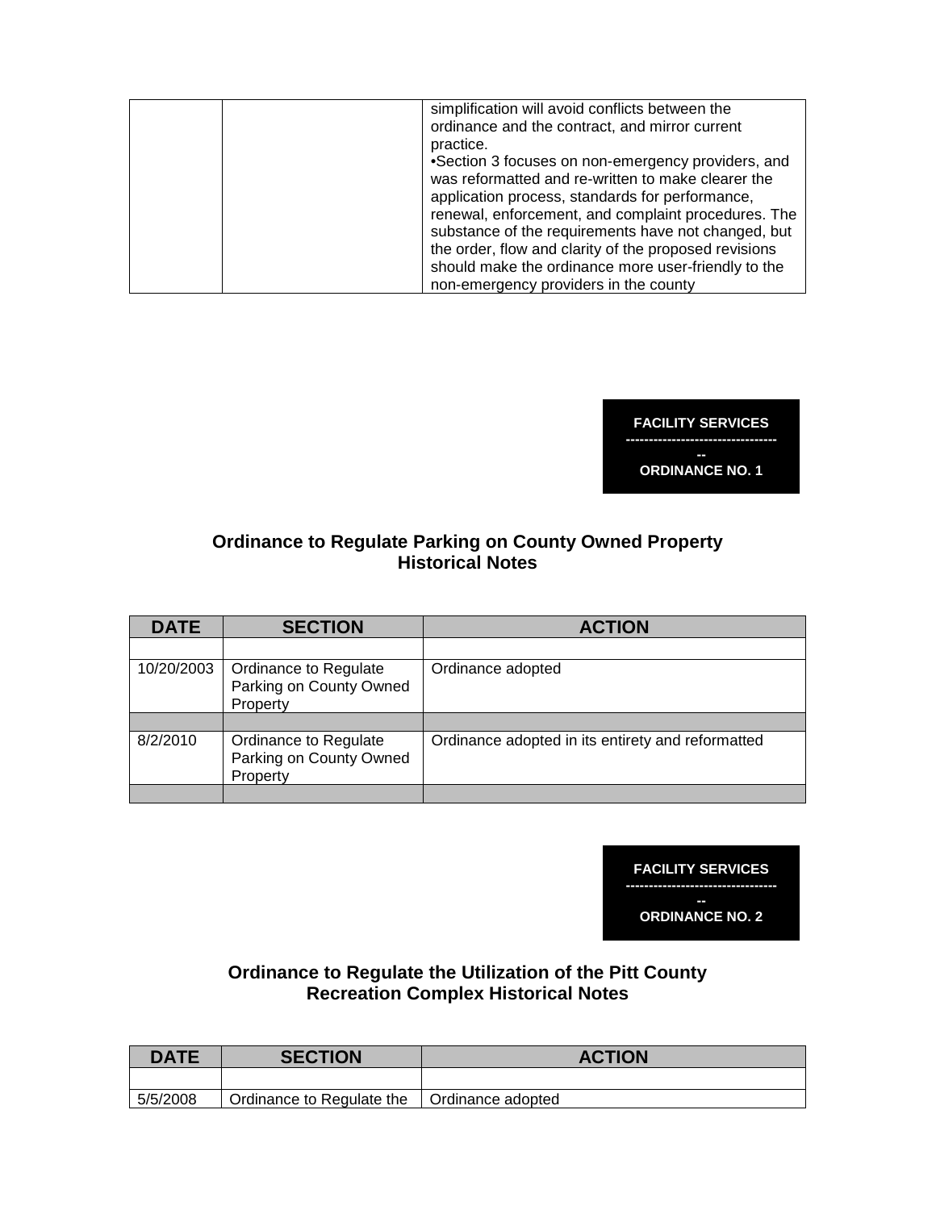| | | |
|---|---|---|
| | | simplification will avoid conflicts between the ordinance and the contract, and mirror current practice.<br>•Section 3 focuses on non-emergency providers, and was reformatted and re-written to make clearer the application process, standards for performance, renewal, enforcement, and complaint procedures. The substance of the requirements have not changed, but the order, flow and clarity of the proposed revisions should make the ordinance more user-friendly to the non-emergency providers in the county |

**FACILITY SERVICES**
**-----------------------------------**
**ORDINANCE NO. 1**

## Ordinance to Regulate Parking on County Owned Property Historical Notes

| DATE | SECTION | ACTION |
|---|---|---|
| | | |
| 10/20/2003 | Ordinance to Regulate Parking on County Owned Property | Ordinance adopted |
| | | |
| 8/2/2010 | Ordinance to Regulate Parking on County Owned Property | Ordinance adopted in its entirety and reformatted |
| | | |

**FACILITY SERVICES**
**-----------------------------------**
**ORDINANCE NO. 2**

## Ordinance to Regulate the Utilization of the Pitt County Recreation Complex Historical Notes

| DATE | SECTION | ACTION |
|---|---|---|
| | | |
| 5/5/2008 | Ordinance to Regulate the | Ordinance adopted |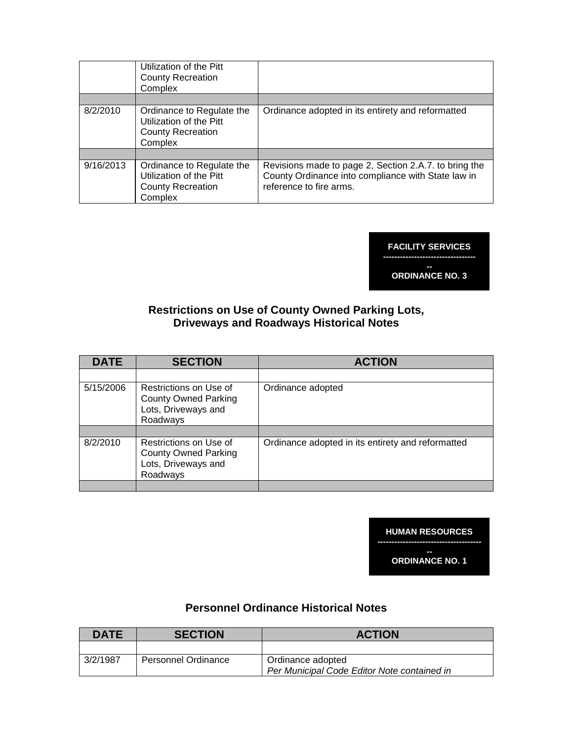| | | |
|---|---|---|
| | Utilization of the Pitt County Recreation Complex | |
| | | |
| 8/2/2010 | Ordinance to Regulate the Utilization of the Pitt County Recreation Complex | Ordinance adopted in its entirety and reformatted |
| | | |
| 9/16/2013 | Ordinance to Regulate the Utilization of the Pitt County Recreation Complex | Revisions made to page 2, Section 2.A.7. to bring the County Ordinance into compliance with State law in reference to fire arms. |

**FACILITY SERVICES**
**----------------------------------**
**ORDINANCE NO. 3**

## Restrictions on Use of County Owned Parking Lots, Driveways and Roadways Historical Notes

| DATE | SECTION | ACTION |
|---|---|---|
| | | |
| 5/15/2006 | Restrictions on Use of County Owned Parking Lots, Driveways and Roadways | Ordinance adopted |
| | | |
| 8/2/2010 | Restrictions on Use of County Owned Parking Lots, Driveways and Roadways | Ordinance adopted in its entirety and reformatted |
| | | |

**HUMAN RESOURCES**
**--------------------------------------**
**ORDINANCE NO. 1**

## Personnel Ordinance Historical Notes

| DATE | SECTION | ACTION |
|---|---|---|
| | | |
| 3/2/1987 | Personnel Ordinance | Ordinance adopted<br>*Per Municipal Code Editor Note contained in* |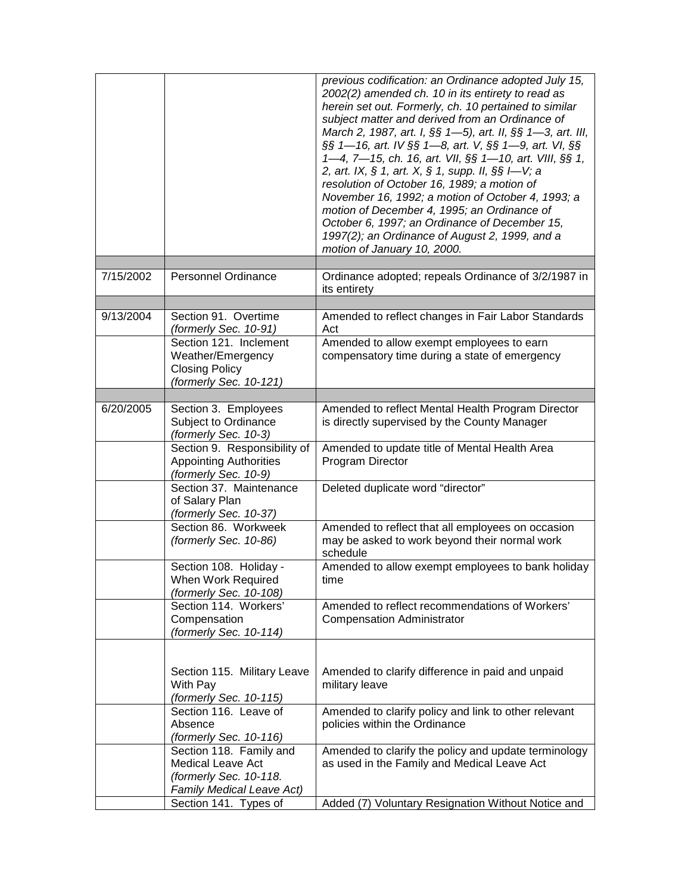| | | |
|---|---|---|
| | | *previous codification: an Ordinance adopted July 15, 2002(2) amended ch. 10 in its entirety to read as herein set out. Formerly, ch. 10 pertained to similar subject matter and derived from an Ordinance of March 2, 1987, art. I, §§ 1—5), art. II, §§ 1—3, art. III, §§ 1—16, art. IV §§ 1—8, art. V, §§ 1—9, art. VI, §§ 1—4, 7—15, ch. 16, art. VII, §§ 1—10, art. VIII, §§ 1, 2, art. IX, § 1, art. X, § 1, supp. II, §§ I—V; a resolution of October 16, 1989; a motion of November 16, 1992; a motion of October 4, 1993; a motion of December 4, 1995; an Ordinance of October 6, 1997; an Ordinance of December 15, 1997(2); an Ordinance of August 2, 1999, and a motion of January 10, 2000.* |
| | | |
| 7/15/2002 | Personnel Ordinance | Ordinance adopted; repeals Ordinance of 3/2/1987 in its entirety |
| | | |
| 9/13/2004 | Section 91. Overtime *(formerly Sec. 10-91)* | Amended to reflect changes in Fair Labor Standards Act |
| | Section 121. Inclement Weather/Emergency Closing Policy *(formerly Sec. 10-121)* | Amended to allow exempt employees to earn compensatory time during a state of emergency |
| | | |
| 6/20/2005 | Section 3. Employees Subject to Ordinance *(formerly Sec. 10-3)* | Amended to reflect Mental Health Program Director is directly supervised by the County Manager |
| | Section 9. Responsibility of Appointing Authorities *(formerly Sec. 10-9)* | Amended to update title of Mental Health Area Program Director |
| | Section 37. Maintenance of Salary Plan *(formerly Sec. 10-37)* | Deleted duplicate word "director" |
| | Section 86. Workweek *(formerly Sec. 10-86)* | Amended to reflect that all employees on occasion may be asked to work beyond their normal work schedule |
| | Section 108. Holiday - When Work Required *(formerly Sec. 10-108)* | Amended to allow exempt employees to bank holiday time |
| | Section 114. Workers' Compensation *(formerly Sec. 10-114)* | Amended to reflect recommendations of Workers' Compensation Administrator |
| | Section 115. Military Leave With Pay *(formerly Sec. 10-115)* | Amended to clarify difference in paid and unpaid military leave |
| | Section 116. Leave of Absence *(formerly Sec. 10-116)* | Amended to clarify policy and link to other relevant policies within the Ordinance |
| | Section 118. Family and Medical Leave Act *(formerly Sec. 10-118. Family Medical Leave Act)* | Amended to clarify the policy and update terminology as used in the Family and Medical Leave Act |
| | Section 141. Types of | Added (7) Voluntary Resignation Without Notice and |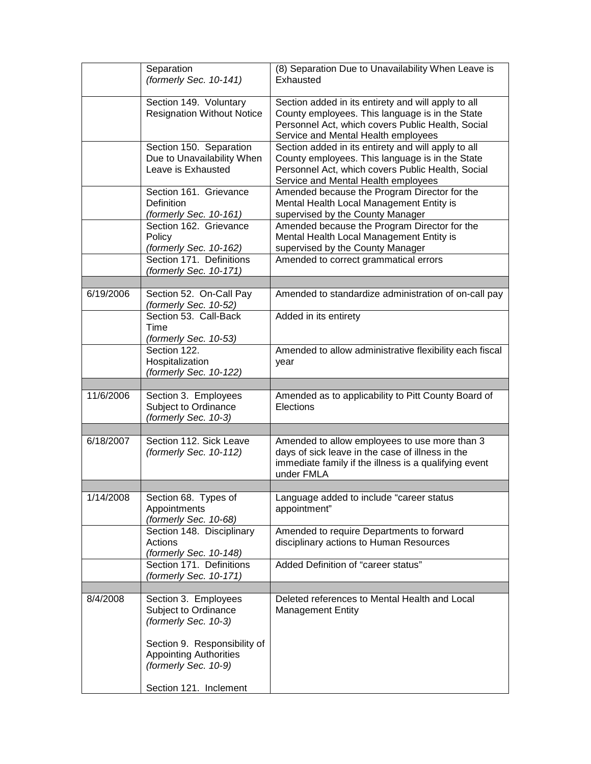| | | |
|---|---|---|
| | Separation *(formerly Sec. 10-141)* | (8) Separation Due to Unavailability When Leave is Exhausted |
| | Section 149. Voluntary Resignation Without Notice | Section added in its entirety and will apply to all County employees. This language is in the State Personnel Act, which covers Public Health, Social Service and Mental Health employees |
| | Section 150. Separation Due to Unavailability When Leave is Exhausted | Section added in its entirety and will apply to all County employees. This language is in the State Personnel Act, which covers Public Health, Social Service and Mental Health employees |
| | Section 161. Grievance Definition *(formerly Sec. 10-161)* | Amended because the Program Director for the Mental Health Local Management Entity is supervised by the County Manager |
| | Section 162. Grievance Policy *(formerly Sec. 10-162)* | Amended because the Program Director for the Mental Health Local Management Entity is supervised by the County Manager |
| | Section 171. Definitions *(formerly Sec. 10-171)* | Amended to correct grammatical errors |
| | | |
| 6/19/2006 | Section 52. On-Call Pay *(formerly Sec. 10-52)* | Amended to standardize administration of on-call pay |
| | Section 53. Call-Back Time *(formerly Sec. 10-53)* | Added in its entirety |
| | Section 122. Hospitalization *(formerly Sec. 10-122)* | Amended to allow administrative flexibility each fiscal year |
| | | |
| 11/6/2006 | Section 3. Employees Subject to Ordinance *(formerly Sec. 10-3)* | Amended as to applicability to Pitt County Board of Elections |
| | | |
| 6/18/2007 | Section 112. Sick Leave *(formerly Sec. 10-112)* | Amended to allow employees to use more than 3 days of sick leave in the case of illness in the immediate family if the illness is a qualifying event under FMLA |
| | | |
| 1/14/2008 | Section 68. Types of Appointments *(formerly Sec. 10-68)* | Language added to include "career status appointment" |
| | Section 148. Disciplinary Actions *(formerly Sec. 10-148)* | Amended to require Departments to forward disciplinary actions to Human Resources |
| | Section 171. Definitions *(formerly Sec. 10-171)* | Added Definition of "career status" |
| | | |
| 8/4/2008 | Section 3. Employees Subject to Ordinance *(formerly Sec. 10-3)*<br><br>Section 9. Responsibility of Appointing Authorities *(formerly Sec. 10-9)*<br><br>Section 121. Inclement | Deleted references to Mental Health and Local Management Entity |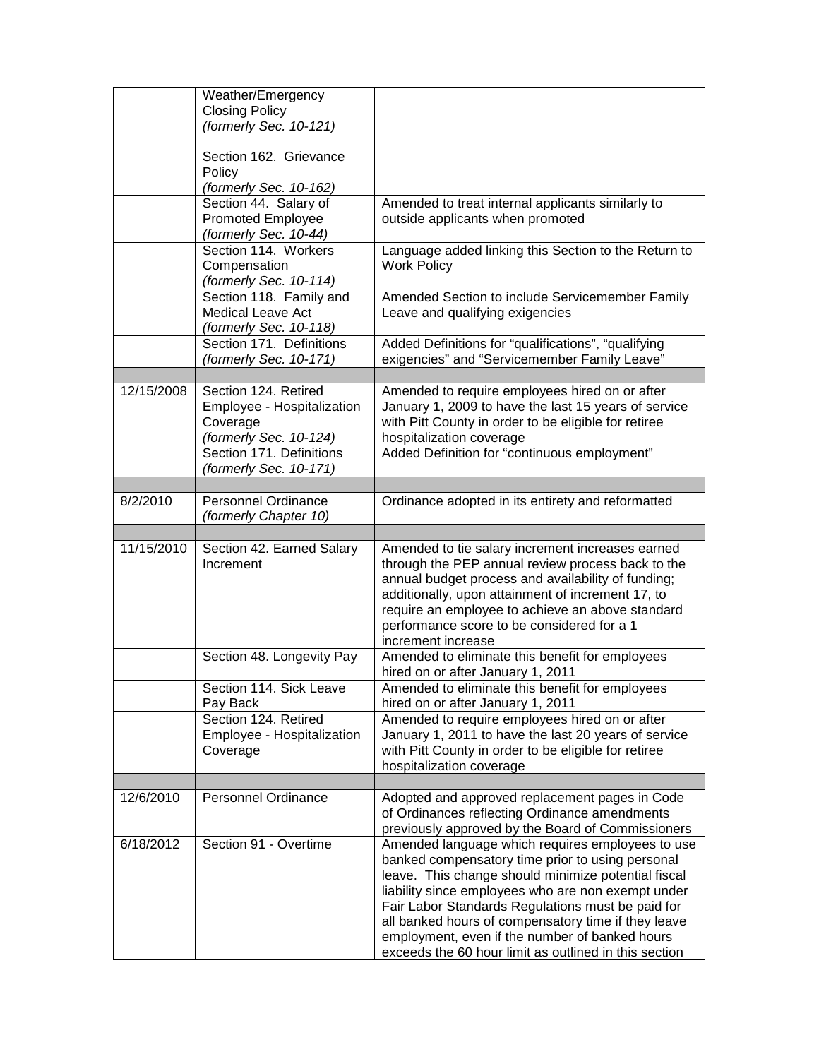| | | |
|---|---|---|
| | Weather/Emergency Closing Policy *(formerly Sec. 10-121)*<br><br>Section 162. Grievance Policy *(formerly Sec. 10-162)* | |
| | Section 44. Salary of Promoted Employee *(formerly Sec. 10-44)* | Amended to treat internal applicants similarly to outside applicants when promoted |
| | Section 114. Workers Compensation *(formerly Sec. 10-114)* | Language added linking this Section to the Return to Work Policy |
| | Section 118. Family and Medical Leave Act *(formerly Sec. 10-118)* | Amended Section to include Servicemember Family Leave and qualifying exigencies |
| | Section 171. Definitions *(formerly Sec. 10-171)* | Added Definitions for "qualifications", "qualifying exigencies" and "Servicemember Family Leave" |
| | | |
| 12/15/2008 | Section 124. Retired Employee - Hospitalization Coverage *(formerly Sec. 10-124)* | Amended to require employees hired on or after January 1, 2009 to have the last 15 years of service with Pitt County in order to be eligible for retiree hospitalization coverage |
| | Section 171. Definitions *(formerly Sec. 10-171)* | Added Definition for "continuous employment" |
| | | |
| 8/2/2010 | Personnel Ordinance *(formerly Chapter 10)* | Ordinance adopted in its entirety and reformatted |
| | | |
| 11/15/2010 | Section 42. Earned Salary Increment | Amended to tie salary increment increases earned through the PEP annual review process back to the annual budget process and availability of funding; additionally, upon attainment of increment 17, to require an employee to achieve an above standard performance score to be considered for a 1 increment increase |
| | Section 48. Longevity Pay | Amended to eliminate this benefit for employees hired on or after January 1, 2011 |
| | Section 114. Sick Leave Pay Back | Amended to eliminate this benefit for employees hired on or after January 1, 2011 |
| | Section 124. Retired Employee - Hospitalization Coverage | Amended to require employees hired on or after January 1, 2011 to have the last 20 years of service with Pitt County in order to be eligible for retiree hospitalization coverage |
| | | |
| 12/6/2010 | Personnel Ordinance | Adopted and approved replacement pages in Code of Ordinances reflecting Ordinance amendments previously approved by the Board of Commissioners |
| 6/18/2012 | Section 91 - Overtime | Amended language which requires employees to use banked compensatory time prior to using personal leave. This change should minimize potential fiscal liability since employees who are non exempt under Fair Labor Standards Regulations must be paid for all banked hours of compensatory time if they leave employment, even if the number of banked hours exceeds the 60 hour limit as outlined in this section |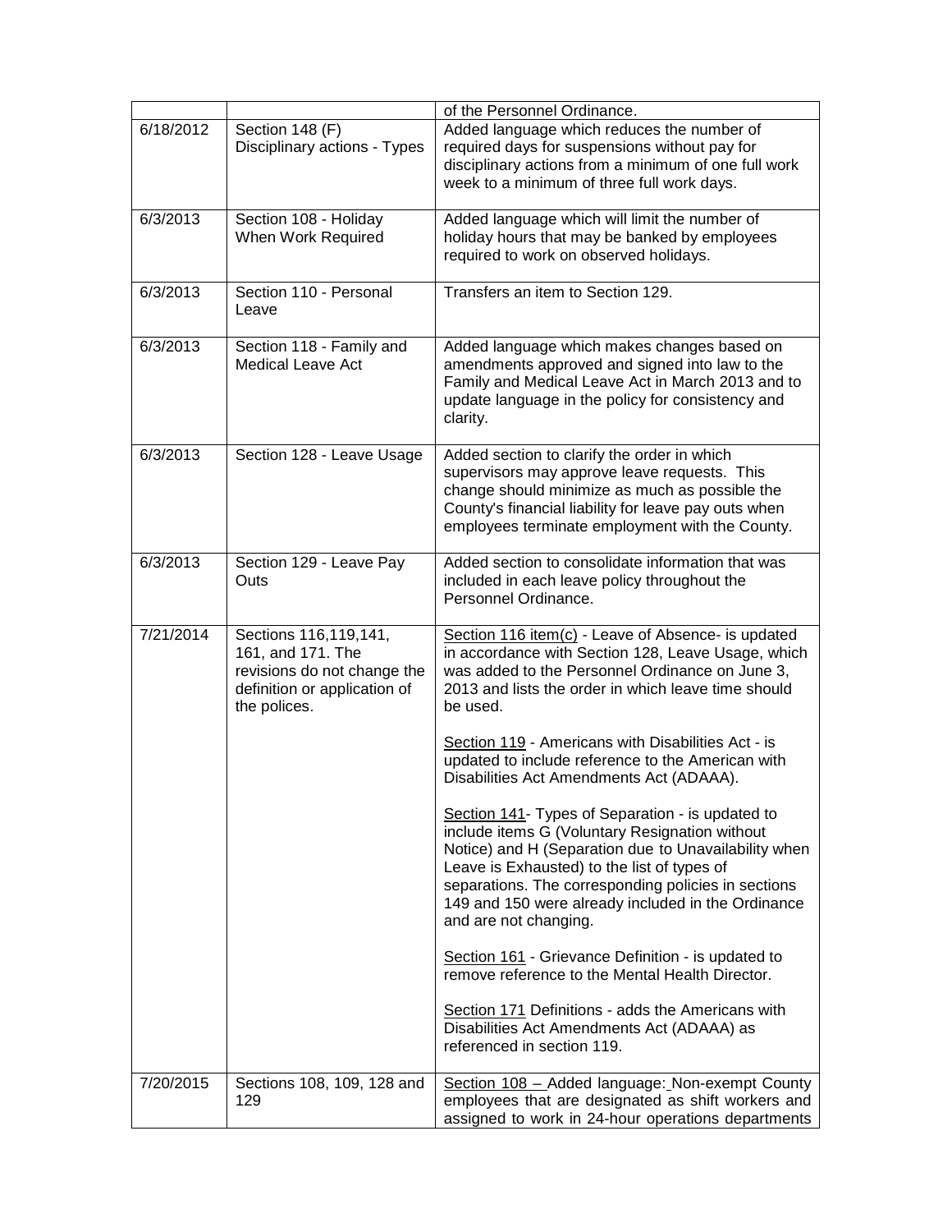| | | |
|---|---|---|
| | | of the Personnel Ordinance. |
| 6/18/2012 | Section 148 (F) Disciplinary actions - Types | Added language which reduces the number of required days for suspensions without pay for disciplinary actions from a minimum of one full work week to a minimum of three full work days. |
| 6/3/2013 | Section 108 - Holiday When Work Required | Added language which will limit the number of holiday hours that may be banked by employees required to work on observed holidays. |
| 6/3/2013 | Section 110 - Personal Leave | Transfers an item to Section 129. |
| 6/3/2013 | Section 118 - Family and Medical Leave Act | Added language which makes changes based on amendments approved and signed into law to the Family and Medical Leave Act in March 2013 and to update language in the policy for consistency and clarity. |
| 6/3/2013 | Section 128 - Leave Usage | Added section to clarify the order in which supervisors may approve leave requests. This change should minimize as much as possible the County's financial liability for leave pay outs when employees terminate employment with the County. |
| 6/3/2013 | Section 129 - Leave Pay Outs | Added section to consolidate information that was included in each leave policy throughout the Personnel Ordinance. |
| 7/21/2014 | Sections 116,119,141, 161, and 171. The revisions do not change the definition or application of the polices. | Section 116 item(c) - Leave of Absence- is updated in accordance with Section 128, Leave Usage, which was added to the Personnel Ordinance on June 3, 2013 and lists the order in which leave time should be used.<br><br>Section 119 - Americans with Disabilities Act - is updated to include reference to the American with Disabilities Act Amendments Act (ADAAA).<br><br>Section 141- Types of Separation - is updated to include items G (Voluntary Resignation without Notice) and H (Separation due to Unavailability when Leave is Exhausted) to the list of types of separations. The corresponding policies in sections 149 and 150 were already included in the Ordinance and are not changing.<br><br>Section 161 - Grievance Definition - is updated to remove reference to the Mental Health Director.<br><br>Section 171 Definitions - adds the Americans with Disabilities Act Amendments Act (ADAAA) as referenced in section 119. |
| 7/20/2015 | Sections 108, 109, 128 and 129 | Section 108 – Added language: Non-exempt County employees that are designated as shift workers and assigned to work in 24-hour operations departments |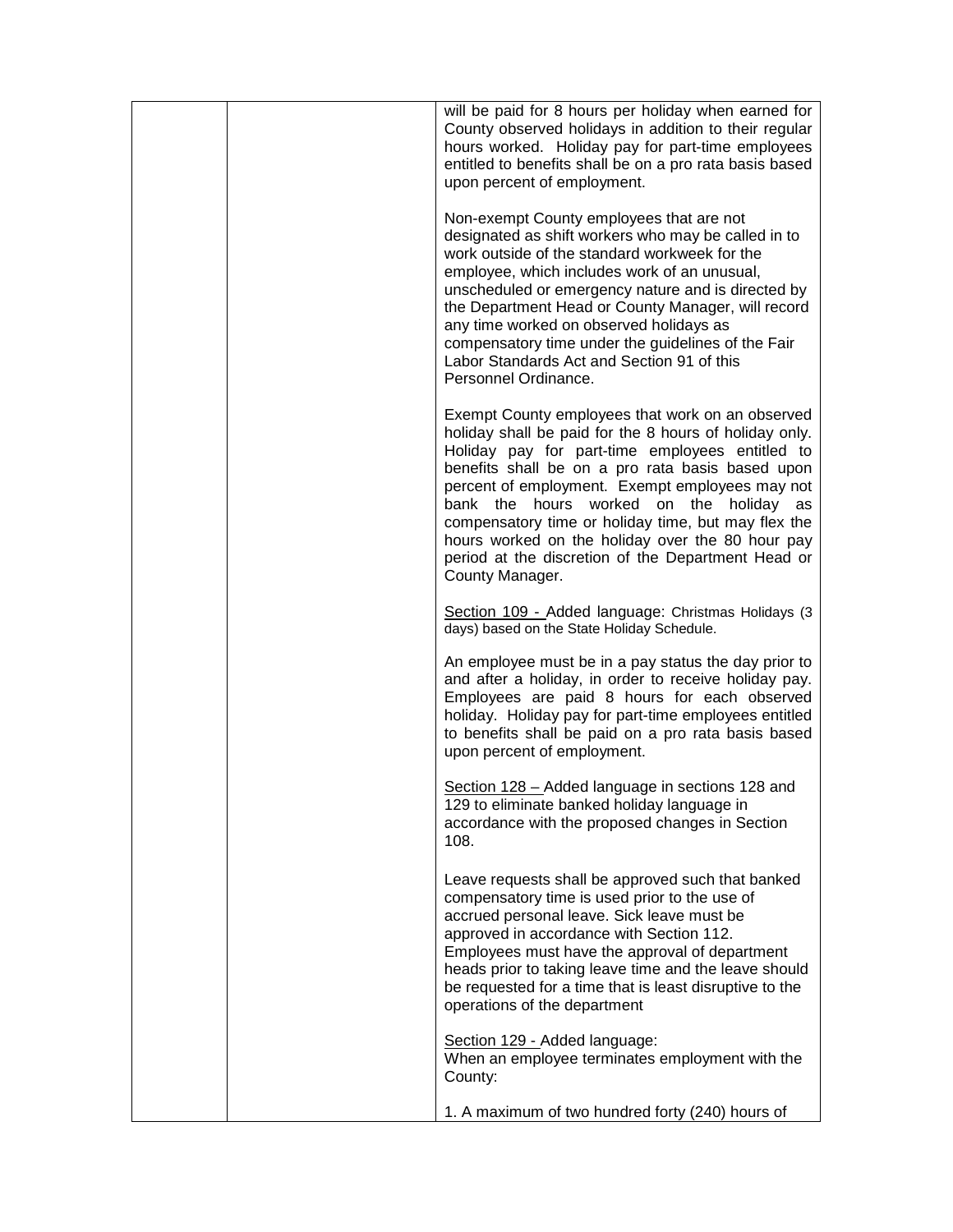| | | |
|---|---|---|
| | | will be paid for 8 hours per holiday when earned for County observed holidays in addition to their regular hours worked. Holiday pay for part-time employees entitled to benefits shall be on a pro rata basis based upon percent of employment.<br><br>Non-exempt County employees that are not designated as shift workers who may be called in to work outside of the standard workweek for the employee, which includes work of an unusual, unscheduled or emergency nature and is directed by the Department Head or County Manager, will record any time worked on observed holidays as compensatory time under the guidelines of the Fair Labor Standards Act and Section 91 of this Personnel Ordinance.<br><br>Exempt County employees that work on an observed holiday shall be paid for the 8 hours of holiday only. Holiday pay for part-time employees entitled to benefits shall be on a pro rata basis based upon percent of employment. Exempt employees may not bank the hours worked on the holiday as compensatory time or holiday time, but may flex the hours worked on the holiday over the 80 hour pay period at the discretion of the Department Head or County Manager.<br><br><u>Section 109 -</u> Added language: Christmas Holidays (3 days) based on the State Holiday Schedule.<br><br>An employee must be in a pay status the day prior to and after a holiday, in order to receive holiday pay. Employees are paid 8 hours for each observed holiday. Holiday pay for part-time employees entitled to benefits shall be paid on a pro rata basis based upon percent of employment.<br><br><u>Section 128 –</u> Added language in sections 128 and 129 to eliminate banked holiday language in accordance with the proposed changes in Section 108.<br><br>Leave requests shall be approved such that banked compensatory time is used prior to the use of accrued personal leave. Sick leave must be approved in accordance with Section 112. Employees must have the approval of department heads prior to taking leave time and the leave should be requested for a time that is least disruptive to the operations of the department<br><br><u>Section 129 -</u> Added language:<br>When an employee terminates employment with the County:<br><br>1. A maximum of two hundred forty (240) hours of |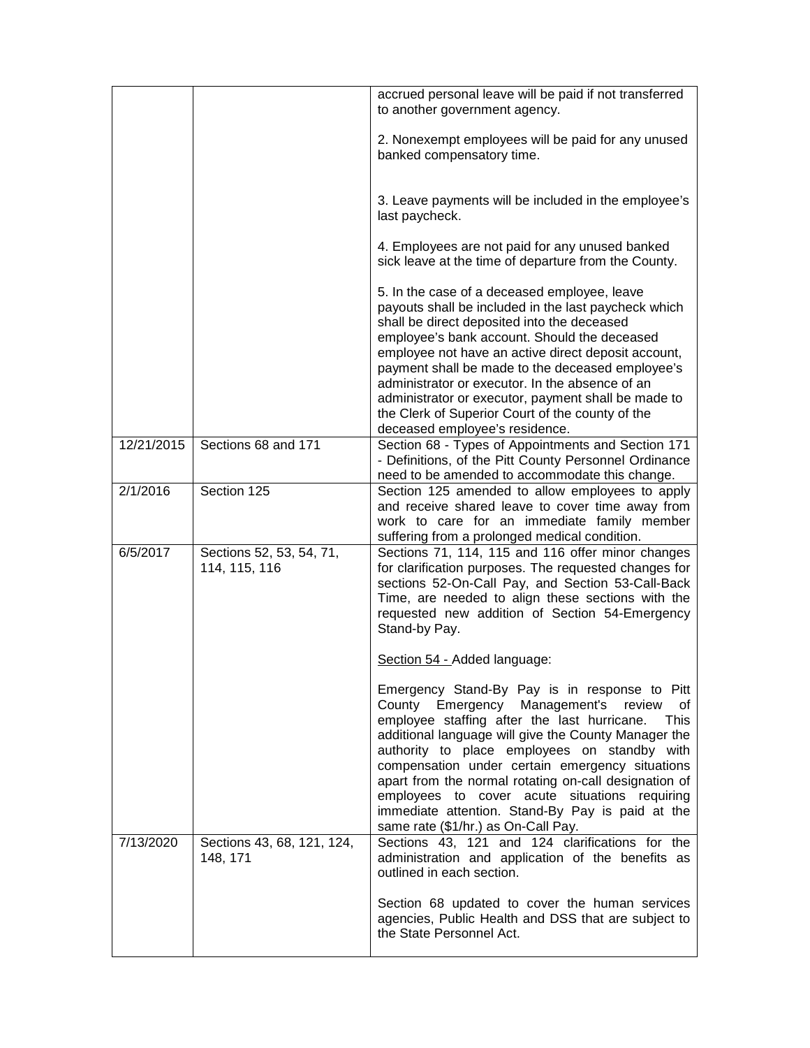| | | |
|---|---|---|
| | | accrued personal leave will be paid if not transferred to another government agency.<br><br>2. Nonexempt employees will be paid for any unused banked compensatory time.<br><br>3. Leave payments will be included in the employee's last paycheck.<br><br>4. Employees are not paid for any unused banked sick leave at the time of departure from the County.<br><br>5. In the case of a deceased employee, leave payouts shall be included in the last paycheck which shall be direct deposited into the deceased employee's bank account. Should the deceased employee not have an active direct deposit account, payment shall be made to the deceased employee's administrator or executor. In the absence of an administrator or executor, payment shall be made to the Clerk of Superior Court of the county of the deceased employee's residence. |
| 12/21/2015 | Sections 68 and 171 | Section 68 - Types of Appointments and Section 171 - Definitions, of the Pitt County Personnel Ordinance need to be amended to accommodate this change. |
| 2/1/2016 | Section 125 | Section 125 amended to allow employees to apply and receive shared leave to cover time away from work to care for an immediate family member suffering from a prolonged medical condition. |
| 6/5/2017 | Sections 52, 53, 54, 71, 114, 115, 116 | Sections 71, 114, 115 and 116 offer minor changes for clarification purposes. The requested changes for sections 52-On-Call Pay, and Section 53-Call-Back Time, are needed to align these sections with the requested new addition of Section 54-Emergency Stand-by Pay.<br><br>Section 54 - Added language:<br><br>Emergency Stand-By Pay is in response to Pitt County Emergency Management's review of employee staffing after the last hurricane. This additional language will give the County Manager the authority to place employees on standby with compensation under certain emergency situations apart from the normal rotating on-call designation of employees to cover acute situations requiring immediate attention. Stand-By Pay is paid at the same rate ($1/hr.) as On-Call Pay. |
| 7/13/2020 | Sections 43, 68, 121, 124, 148, 171 | Sections 43, 121 and 124 clarifications for the administration and application of the benefits as outlined in each section.<br><br>Section 68 updated to cover the human services agencies, Public Health and DSS that are subject to the State Personnel Act. |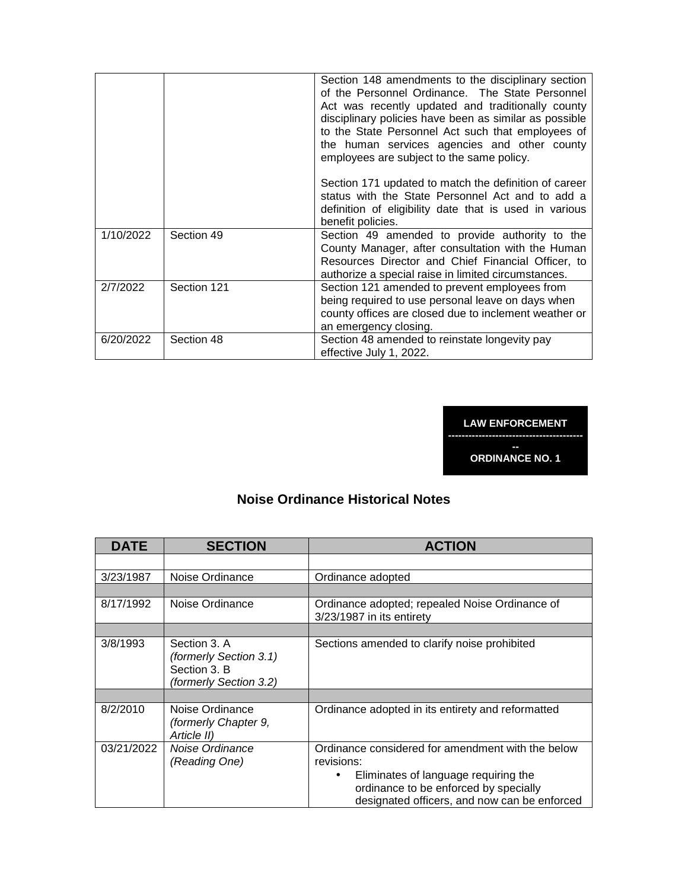| | | |
|---|---|---|
| | | Section 148 amendments to the disciplinary section of the Personnel Ordinance. The State Personnel Act was recently updated and traditionally county disciplinary policies have been as similar as possible to the State Personnel Act such that employees of the human services agencies and other county employees are subject to the same policy.<br><br>Section 171 updated to match the definition of career status with the State Personnel Act and to add a definition of eligibility date that is used in various benefit policies. |
| 1/10/2022 | Section 49 | Section 49 amended to provide authority to the County Manager, after consultation with the Human Resources Director and Chief Financial Officer, to authorize a special raise in limited circumstances. |
| 2/7/2022 | Section 121 | Section 121 amended to prevent employees from being required to use personal leave on days when county offices are closed due to inclement weather or an emergency closing. |
| 6/20/2022 | Section 48 | Section 48 amended to reinstate longevity pay effective July 1, 2022. |

**LAW ENFORCEMENT**
**------------------------------------------**
**ORDINANCE NO. 1**

## Noise Ordinance Historical Notes

| DATE | SECTION | ACTION |
|---|---|---|
| | | |
| 3/23/1987 | Noise Ordinance | Ordinance adopted |
| | | |
| 8/17/1992 | Noise Ordinance | Ordinance adopted; repealed Noise Ordinance of 3/23/1987 in its entirety |
| | | |
| 3/8/1993 | Section 3. A<br>*(formerly Section 3.1)*<br>Section 3. B<br>*(formerly Section 3.2)* | Sections amended to clarify noise prohibited |
| | | |
| 8/2/2010 | Noise Ordinance<br>*(formerly Chapter 9, Article II)* | Ordinance adopted in its entirety and reformatted |
| 03/21/2022 | *Noise Ordinance*<br>*(Reading One)* | Ordinance considered for amendment with the below revisions:<br>• Eliminates of language requiring the ordinance to be enforced by specially designated officers, and now can be enforced |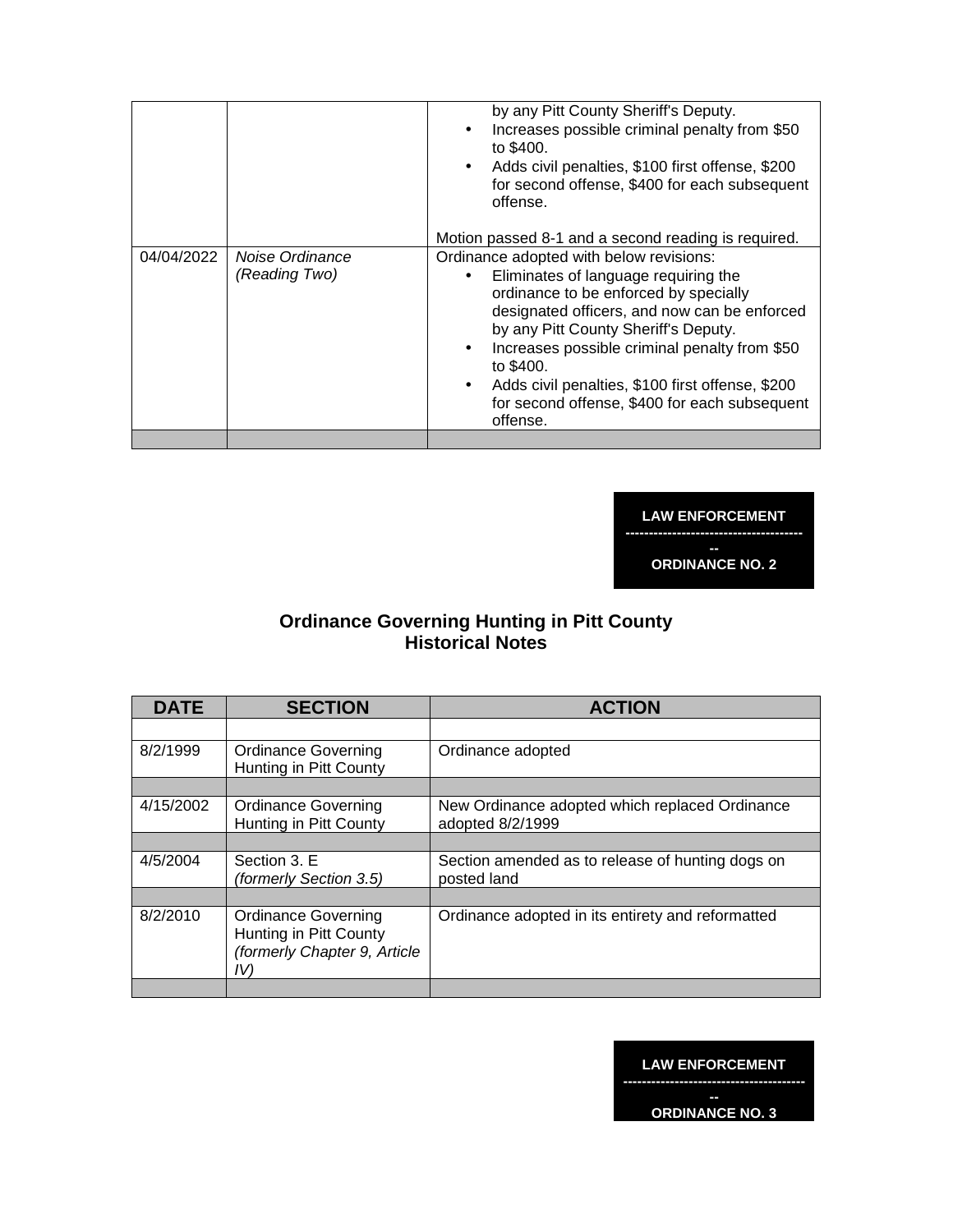| | | |
|---|---|---|
| | | by any Pitt County Sheriff's Deputy.<br>• Increases possible criminal penalty from $50 to $400.<br>• Adds civil penalties, $100 first offense, $200 for second offense, $400 for each subsequent offense.<br><br>Motion passed 8-1 and a second reading is required. |
| 04/04/2022 | *Noise Ordinance (Reading Two)* | Ordinance adopted with below revisions:<br>• Eliminates of language requiring the ordinance to be enforced by specially designated officers, and now can be enforced by any Pitt County Sheriff's Deputy.<br>• Increases possible criminal penalty from $50 to $400.<br>• Adds civil penalties, $100 first offense, $200 for second offense, $400 for each subsequent offense. |
| | | |

**LAW ENFORCEMENT**
**---------------------------------------**
**ORDINANCE NO. 2**

## Ordinance Governing Hunting in Pitt County
## Historical Notes

| DATE | SECTION | ACTION |
|---|---|---|
| | | |
| 8/2/1999 | Ordinance Governing Hunting in Pitt County | Ordinance adopted |
| | | |
| 4/15/2002 | Ordinance Governing Hunting in Pitt County | New Ordinance adopted which replaced Ordinance adopted 8/2/1999 |
| | | |
| 4/5/2004 | Section 3. E *(formerly Section 3.5)* | Section amended as to release of hunting dogs on posted land |
| | | |
| 8/2/2010 | Ordinance Governing Hunting in Pitt County *(formerly Chapter 9, Article IV)* | Ordinance adopted in its entirety and reformatted |
| | | |

**LAW ENFORCEMENT**
**---------------------------------------**
**ORDINANCE NO. 3**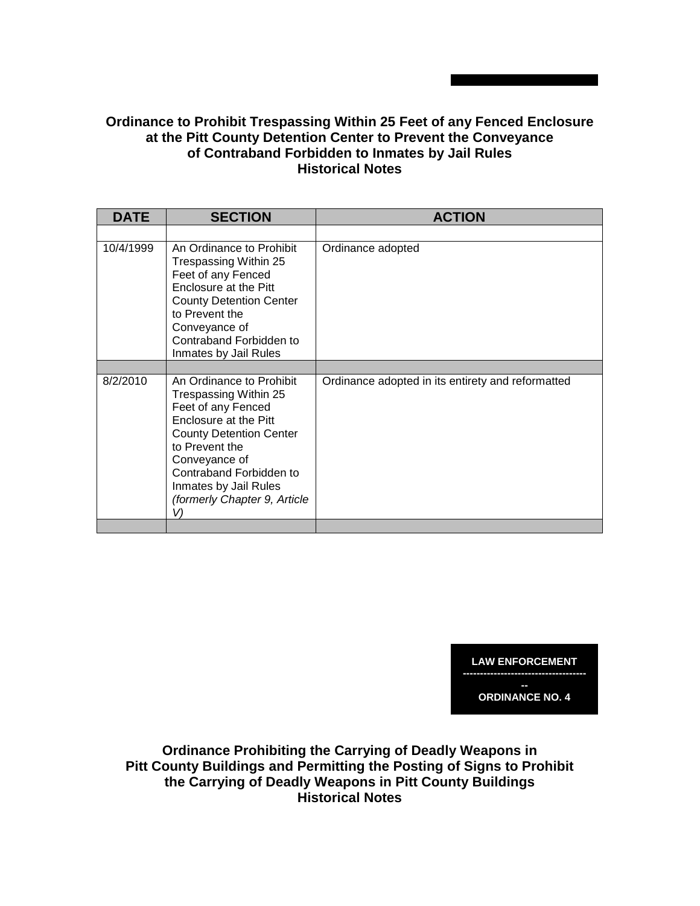## Ordinance to Prohibit Trespassing Within 25 Feet of any Fenced Enclosure at the Pitt County Detention Center to Prevent the Conveyance of Contraband Forbidden to Inmates by Jail Rules Historical Notes

| DATE | SECTION | ACTION |
|---|---|---|
| | | |
| 10/4/1999 | An Ordinance to Prohibit Trespassing Within 25 Feet of any Fenced Enclosure at the Pitt County Detention Center to Prevent the Conveyance of Contraband Forbidden to Inmates by Jail Rules | Ordinance adopted |
| | | |
| 8/2/2010 | An Ordinance to Prohibit Trespassing Within 25 Feet of any Fenced Enclosure at the Pitt County Detention Center to Prevent the Conveyance of Contraband Forbidden to Inmates by Jail Rules *(formerly Chapter 9, Article V)* | Ordinance adopted in its entirety and reformatted |
| | | |

**LAW ENFORCEMENT**
**-------------------------------------**
**ORDINANCE NO. 4**

## Ordinance Prohibiting the Carrying of Deadly Weapons in Pitt County Buildings and Permitting the Posting of Signs to Prohibit the Carrying of Deadly Weapons in Pitt County Buildings Historical Notes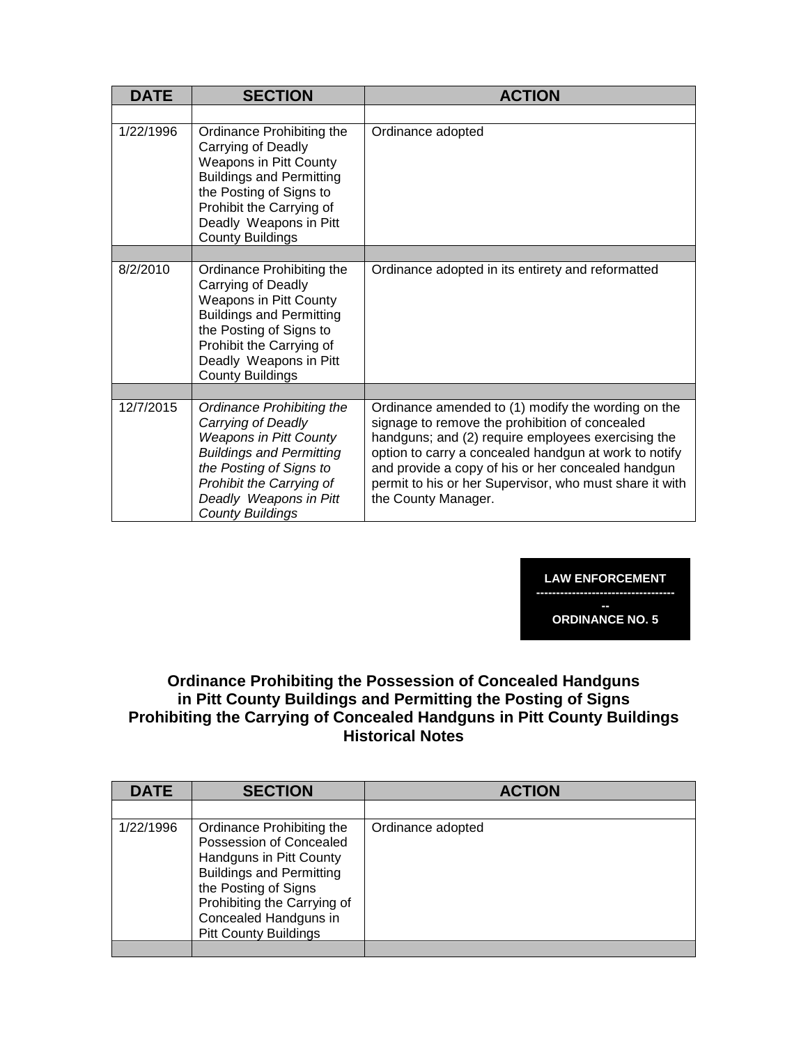| DATE | SECTION | ACTION |
|---|---|---|
| | | |
| 1/22/1996 | Ordinance Prohibiting the Carrying of Deadly Weapons in Pitt County Buildings and Permitting the Posting of Signs to Prohibit the Carrying of Deadly Weapons in Pitt County Buildings | Ordinance adopted |
| | | |
| 8/2/2010 | Ordinance Prohibiting the Carrying of Deadly Weapons in Pitt County Buildings and Permitting the Posting of Signs to Prohibit the Carrying of Deadly Weapons in Pitt County Buildings | Ordinance adopted in its entirety and reformatted |
| | | |
| 12/7/2015 | *Ordinance Prohibiting the Carrying of Deadly Weapons in Pitt County Buildings and Permitting the Posting of Signs to Prohibit the Carrying of Deadly Weapons in Pitt County Buildings* | Ordinance amended to (1) modify the wording on the signage to remove the prohibition of concealed handguns; and (2) require employees exercising the option to carry a concealed handgun at work to notify and provide a copy of his or her concealed handgun permit to his or her Supervisor, who must share it with the County Manager. |

**LAW ENFORCEMENT**
**----------------------------------**
**--**
**ORDINANCE NO. 5**

## Ordinance Prohibiting the Possession of Concealed Handguns in Pitt County Buildings and Permitting the Posting of Signs Prohibiting the Carrying of Concealed Handguns in Pitt County Buildings Historical Notes

| DATE | SECTION | ACTION |
|---|---|---|
| | | |
| 1/22/1996 | Ordinance Prohibiting the Possession of Concealed Handguns in Pitt County Buildings and Permitting the Posting of Signs Prohibiting the Carrying of Concealed Handguns in Pitt County Buildings | Ordinance adopted |
| | | |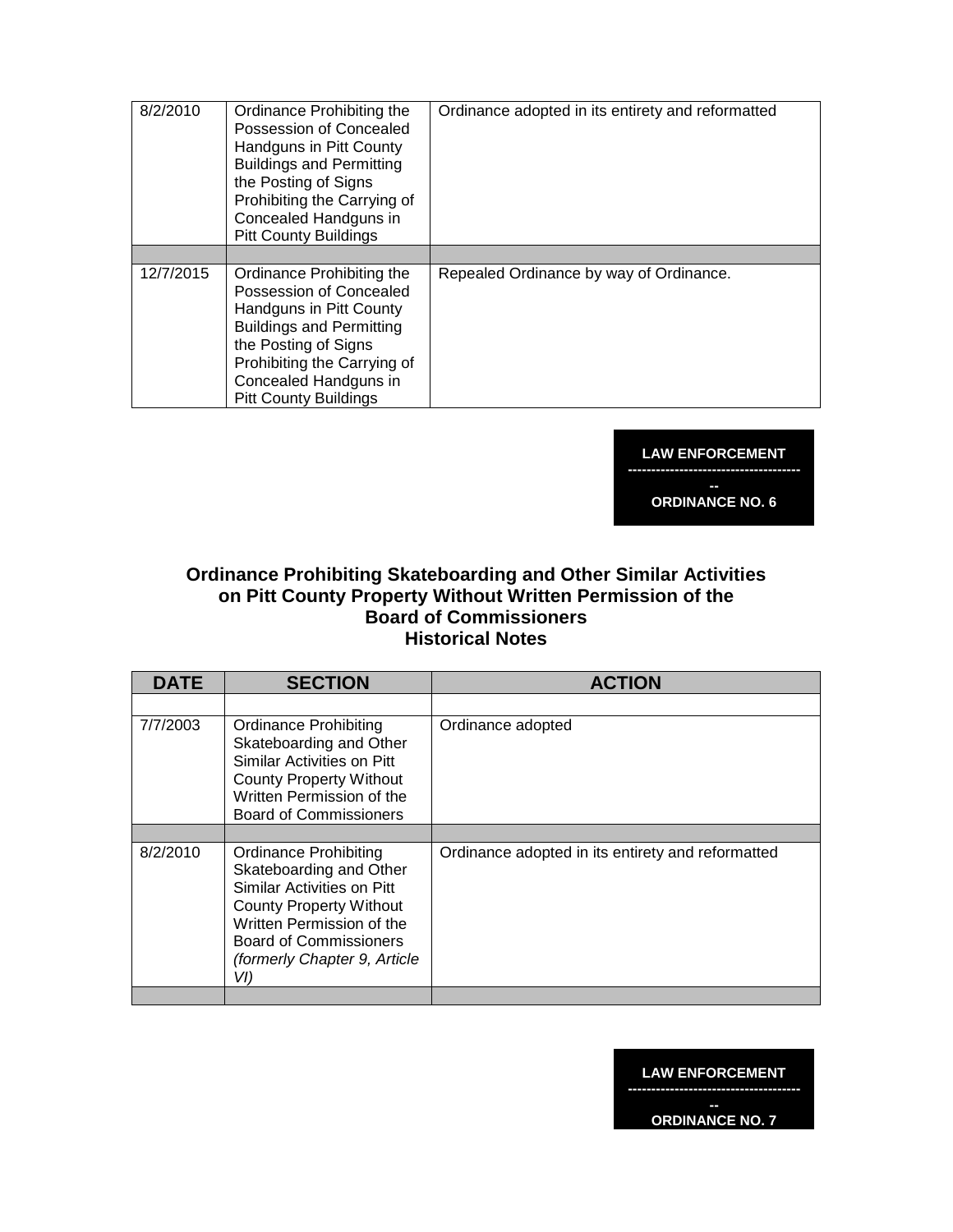| | | |
|---|---|---|
| 8/2/2010 | Ordinance Prohibiting the Possession of Concealed Handguns in Pitt County Buildings and Permitting the Posting of Signs Prohibiting the Carrying of Concealed Handguns in Pitt County Buildings | Ordinance adopted in its entirety and reformatted |
| | | |
| 12/7/2015 | Ordinance Prohibiting the Possession of Concealed Handguns in Pitt County Buildings and Permitting the Posting of Signs Prohibiting the Carrying of Concealed Handguns in Pitt County Buildings | Repealed Ordinance by way of Ordinance. |

**LAW ENFORCEMENT**
**--------------------------------------**
**ORDINANCE NO. 6**

## Ordinance Prohibiting Skateboarding and Other Similar Activities on Pitt County Property Without Written Permission of the Board of Commissioners
## Historical Notes

| DATE | SECTION | ACTION |
|---|---|---|
| | | |
| 7/7/2003 | Ordinance Prohibiting Skateboarding and Other Similar Activities on Pitt County Property Without Written Permission of the Board of Commissioners | Ordinance adopted |
| | | |
| 8/2/2010 | Ordinance Prohibiting Skateboarding and Other Similar Activities on Pitt County Property Without Written Permission of the Board of Commissioners *(formerly Chapter 9, Article VI)* | Ordinance adopted in its entirety and reformatted |
| | | |

**LAW ENFORCEMENT**
**--------------------------------------**
**ORDINANCE NO. 7**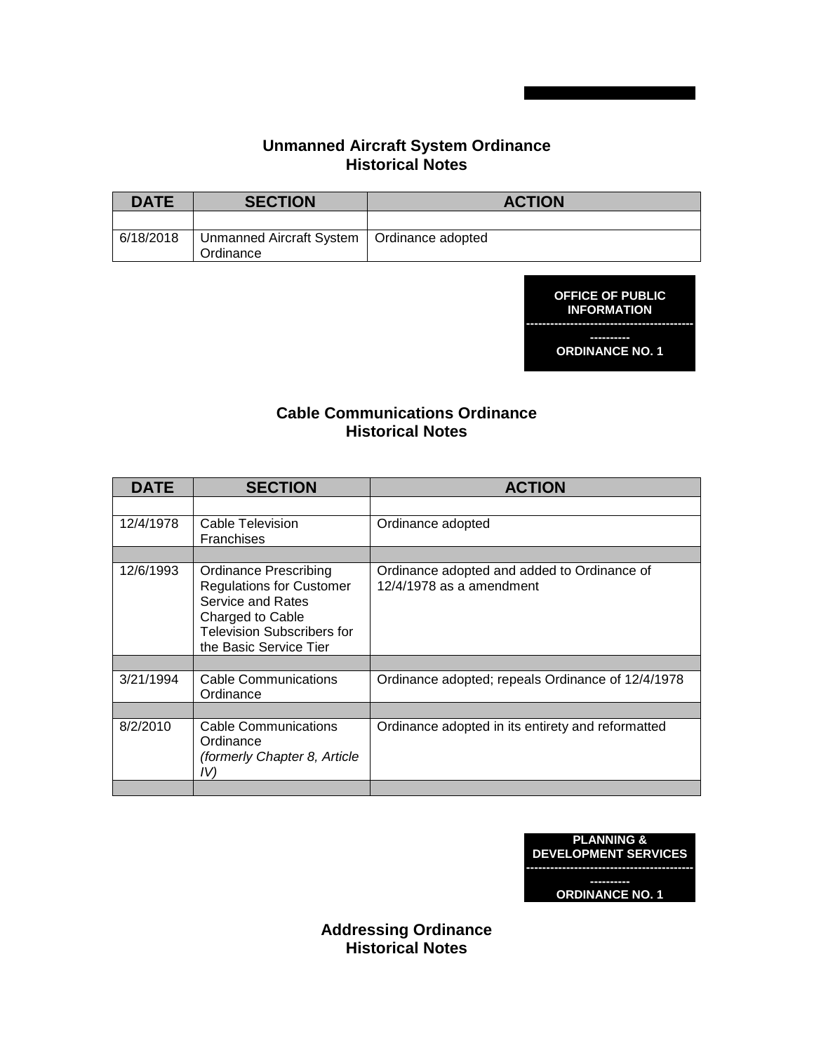## Unmanned Aircraft System Ordinance
## Historical Notes

| DATE | SECTION | ACTION |
|---|---|---|
| | | |
| 6/18/2018 | Unmanned Aircraft System Ordinance | Ordinance adopted |

**OFFICE OF PUBLIC INFORMATION**
**--------------------------------------------------**
**ORDINANCE NO. 1**

## Cable Communications Ordinance
## Historical Notes

| DATE | SECTION | ACTION |
|---|---|---|
| | | |
| 12/4/1978 | Cable Television Franchises | Ordinance adopted |
| | | |
| 12/6/1993 | Ordinance Prescribing Regulations for Customer Service and Rates Charged to Cable Television Subscribers for the Basic Service Tier | Ordinance adopted and added to Ordinance of 12/4/1978 as a amendment |
| | | |
| 3/21/1994 | Cable Communications Ordinance | Ordinance adopted; repeals Ordinance of 12/4/1978 |
| | | |
| 8/2/2010 | Cable Communications Ordinance *(formerly Chapter 8, Article IV)* | Ordinance adopted in its entirety and reformatted |
| | | |

**PLANNING & DEVELOPMENT SERVICES**
**--------------------------------------------------**
**ORDINANCE NO. 1**

## Addressing Ordinance
## Historical Notes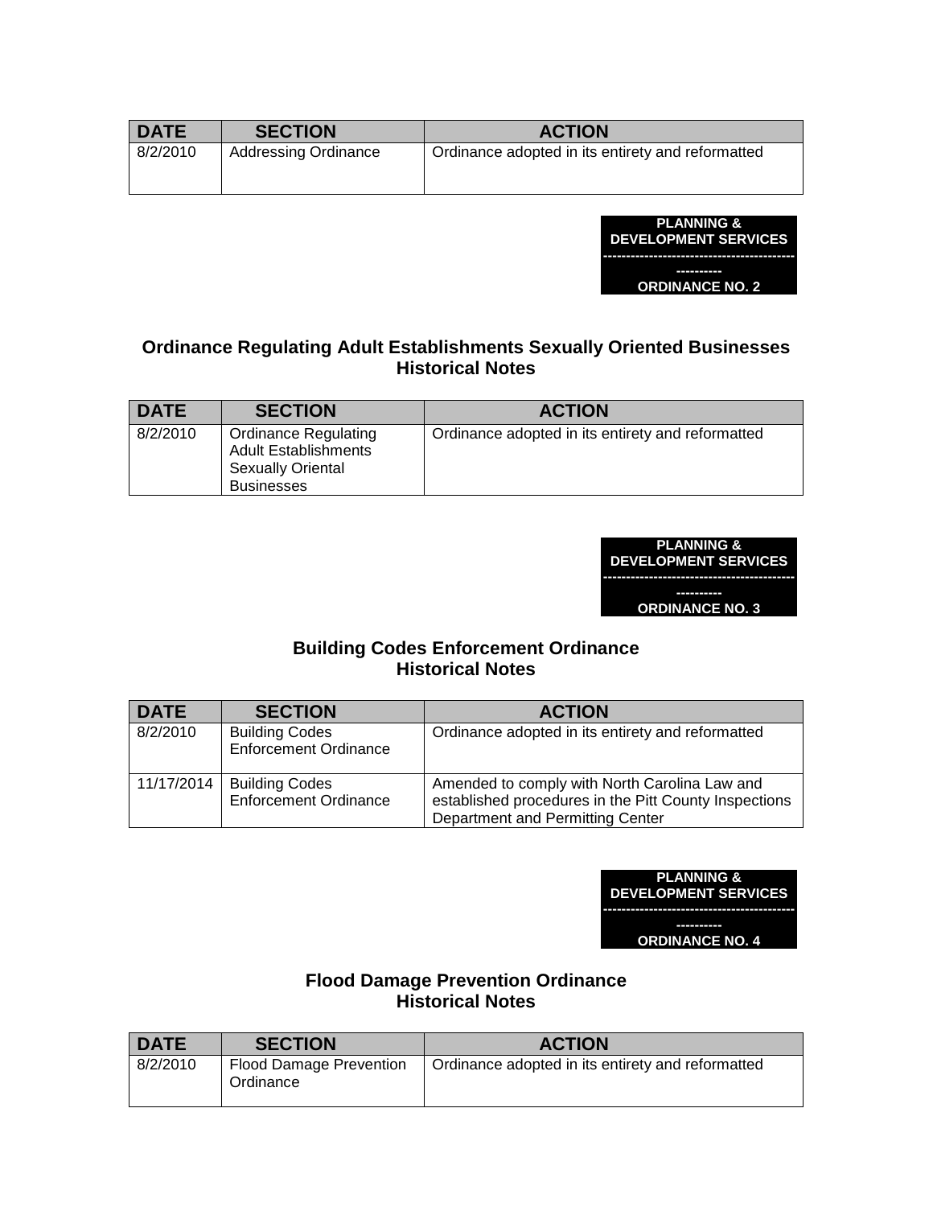| DATE | SECTION | ACTION |
|---|---|---|
| 8/2/2010 | Addressing Ordinance | Ordinance adopted in its entirety and reformatted |

**PLANNING & DEVELOPMENT SERVICES**
**--------------------------------------------------**
**ORDINANCE NO. 2**

## Ordinance Regulating Adult Establishments Sexually Oriented Businesses Historical Notes

| DATE | SECTION | ACTION |
|---|---|---|
| 8/2/2010 | Ordinance Regulating Adult Establishments Sexually Oriental Businesses | Ordinance adopted in its entirety and reformatted |

**PLANNING & DEVELOPMENT SERVICES**
**--------------------------------------------------**
**ORDINANCE NO. 3**

## Building Codes Enforcement Ordinance Historical Notes

| DATE | SECTION | ACTION |
|---|---|---|
| 8/2/2010 | Building Codes Enforcement Ordinance | Ordinance adopted in its entirety and reformatted |
| 11/17/2014 | Building Codes Enforcement Ordinance | Amended to comply with North Carolina Law and established procedures in the Pitt County Inspections Department and Permitting Center |

**PLANNING & DEVELOPMENT SERVICES**
**--------------------------------------------------**
**ORDINANCE NO. 4**

## Flood Damage Prevention Ordinance Historical Notes

| DATE | SECTION | ACTION |
|---|---|---|
| 8/2/2010 | Flood Damage Prevention Ordinance | Ordinance adopted in its entirety and reformatted |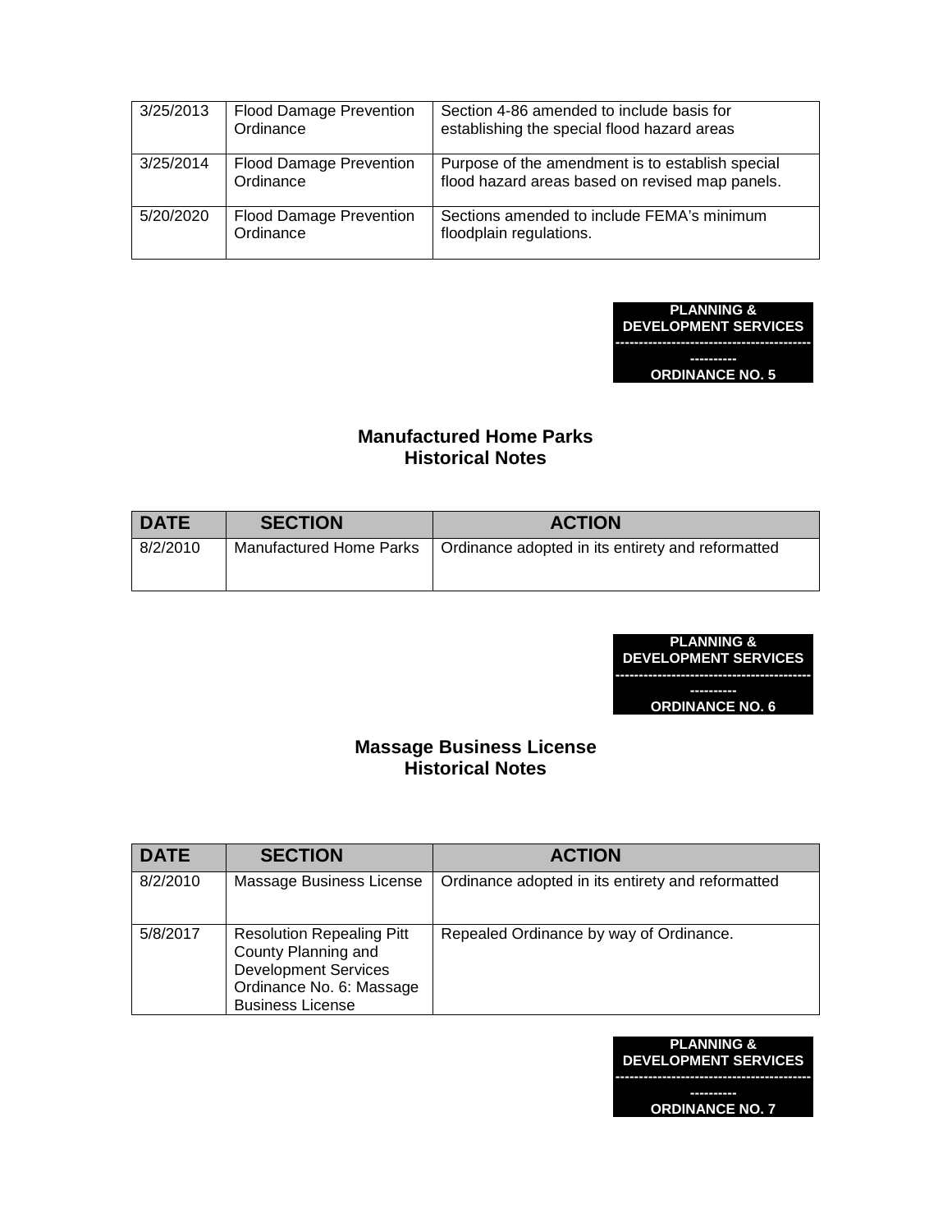| | | |
|---|---|---|
| 3/25/2013 | Flood Damage Prevention Ordinance | Section 4-86 amended to include basis for establishing the special flood hazard areas |
| 3/25/2014 | Flood Damage Prevention Ordinance | Purpose of the amendment is to establish special flood hazard areas based on revised map panels. |
| 5/20/2020 | Flood Damage Prevention Ordinance | Sections amended to include FEMA's minimum floodplain regulations. |

**PLANNING & DEVELOPMENT SERVICES**
**--------------------------------------------------**
**ORDINANCE NO. 5**

## Manufactured Home Parks
## Historical Notes

| DATE | SECTION | ACTION |
|---|---|---|
| 8/2/2010 | Manufactured Home Parks | Ordinance adopted in its entirety and reformatted |

**PLANNING & DEVELOPMENT SERVICES**
**--------------------------------------------------**
**ORDINANCE NO. 6**

## Massage Business License
## Historical Notes

| DATE | SECTION | ACTION |
|---|---|---|
| 8/2/2010 | Massage Business License | Ordinance adopted in its entirety and reformatted |
| 5/8/2017 | Resolution Repealing Pitt County Planning and Development Services Ordinance No. 6: Massage Business License | Repealed Ordinance by way of Ordinance. |

**PLANNING & DEVELOPMENT SERVICES**
**--------------------------------------------------**
**ORDINANCE NO. 7**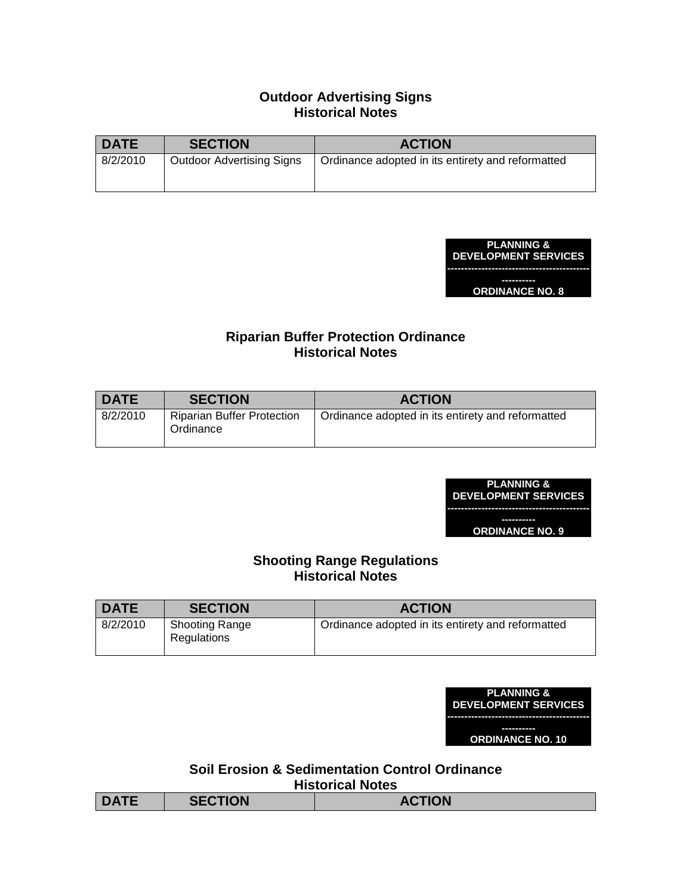## Outdoor Advertising Signs
## Historical Notes

| DATE | SECTION | ACTION |
| --- | --- | --- |
| 8/2/2010 | Outdoor Advertising Signs | Ordinance adopted in its entirety and reformatted |

**PLANNING & DEVELOPMENT SERVICES**
**--------------------------------------------------**
**ORDINANCE NO. 8**

## Riparian Buffer Protection Ordinance
## Historical Notes

| DATE | SECTION | ACTION |
| --- | --- | --- |
| 8/2/2010 | Riparian Buffer Protection Ordinance | Ordinance adopted in its entirety and reformatted |

**PLANNING & DEVELOPMENT SERVICES**
**--------------------------------------------------**
**ORDINANCE NO. 9**

## Shooting Range Regulations
## Historical Notes

| DATE | SECTION | ACTION |
| --- | --- | --- |
| 8/2/2010 | Shooting Range Regulations | Ordinance adopted in its entirety and reformatted |

**PLANNING & DEVELOPMENT SERVICES**
**--------------------------------------------------**
**ORDINANCE NO. 10**

## Soil Erosion & Sedimentation Control Ordinance
## Historical Notes

| DATE | SECTION | ACTION |
| --- | --- | --- |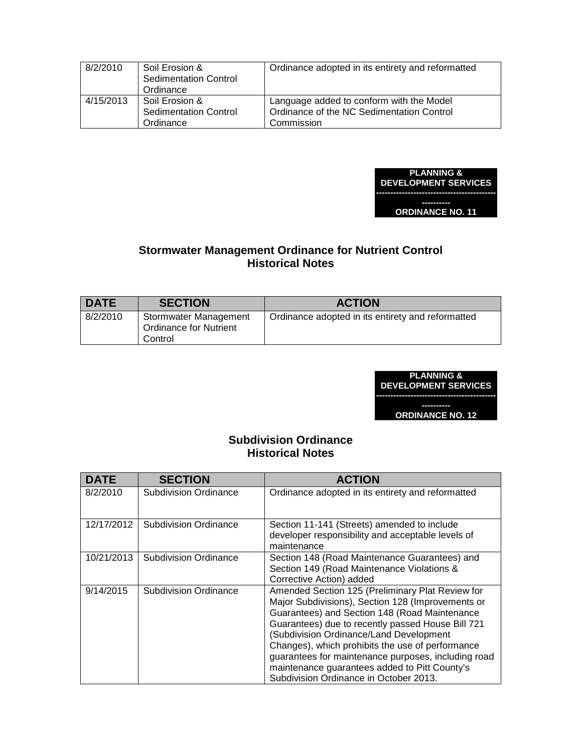| | | |
|---|---|---|
| 8/2/2010 | Soil Erosion & Sedimentation Control Ordinance | Ordinance adopted in its entirety and reformatted |
| 4/15/2013 | Soil Erosion & Sedimentation Control Ordinance | Language added to conform with the Model Ordinance of the NC Sedimentation Control Commission |

**PLANNING & DEVELOPMENT SERVICES**
**--------------------------------------------------**
**ORDINANCE NO. 11**

## Stormwater Management Ordinance for Nutrient Control
## Historical Notes

| DATE | SECTION | ACTION |
|---|---|---|
| 8/2/2010 | Stormwater Management Ordinance for Nutrient Control | Ordinance adopted in its entirety and reformatted |

**PLANNING & DEVELOPMENT SERVICES**
**--------------------------------------------------**
**ORDINANCE NO. 12**

## Subdivision Ordinance
## Historical Notes

| DATE | SECTION | ACTION |
|---|---|---|
| 8/2/2010 | Subdivision Ordinance | Ordinance adopted in its entirety and reformatted |
| 12/17/2012 | Subdivision Ordinance | Section 11-141 (Streets) amended to include developer responsibility and acceptable levels of maintenance |
| 10/21/2013 | Subdivision Ordinance | Section 148 (Road Maintenance Guarantees) and Section 149 (Road Maintenance Violations & Corrective Action) added |
| 9/14/2015 | Subdivision Ordinance | Amended Section 125 (Preliminary Plat Review for Major Subdivisions), Section 128 (Improvements or Guarantees) and Section 148 (Road Maintenance Guarantees) due to recently passed House Bill 721 (Subdivision Ordinance/Land Development Changes), which prohibits the use of performance guarantees for maintenance purposes, including road maintenance guarantees added to Pitt County's Subdivision Ordinance in October 2013. |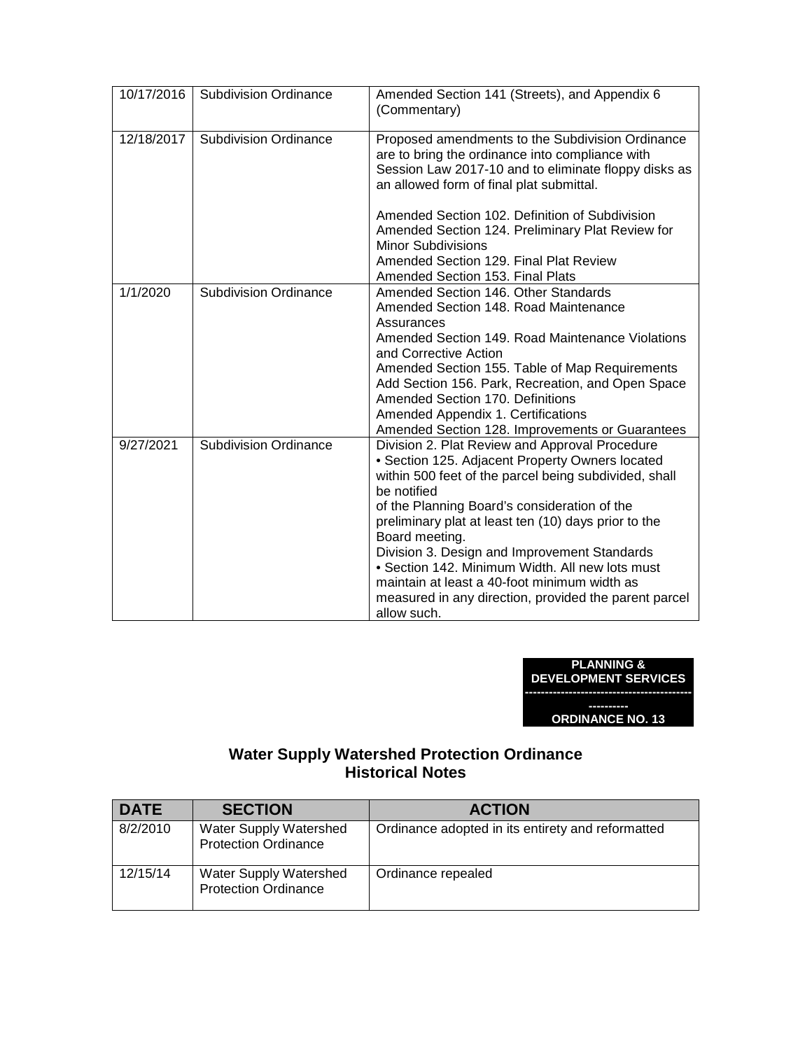| | | |
|---|---|---|
| 10/17/2016 | Subdivision Ordinance | Amended Section 141 (Streets), and Appendix 6 (Commentary) |
| 12/18/2017 | Subdivision Ordinance | Proposed amendments to the Subdivision Ordinance are to bring the ordinance into compliance with Session Law 2017-10 and to eliminate floppy disks as an allowed form of final plat submittal.<br><br>Amended Section 102. Definition of Subdivision<br>Amended Section 124. Preliminary Plat Review for Minor Subdivisions<br>Amended Section 129. Final Plat Review<br>Amended Section 153. Final Plats |
| 1/1/2020 | Subdivision Ordinance | Amended Section 146. Other Standards<br>Amended Section 148. Road Maintenance Assurances<br>Amended Section 149. Road Maintenance Violations and Corrective Action<br>Amended Section 155. Table of Map Requirements<br>Add Section 156. Park, Recreation, and Open Space<br>Amended Section 170. Definitions<br>Amended Appendix 1. Certifications<br>Amended Section 128. Improvements or Guarantees |
| 9/27/2021 | Subdivision Ordinance | Division 2. Plat Review and Approval Procedure<br>• Section 125. Adjacent Property Owners located within 500 feet of the parcel being subdivided, shall be notified<br>of the Planning Board's consideration of the preliminary plat at least ten (10) days prior to the Board meeting.<br>Division 3. Design and Improvement Standards<br>• Section 142. Minimum Width. All new lots must maintain at least a 40-foot minimum width as measured in any direction, provided the parent parcel allow such. |

**PLANNING & DEVELOPMENT SERVICES**
**---------------------------------------------------**
**ORDINANCE NO. 13**

## Water Supply Watershed Protection Ordinance
## Historical Notes

| DATE | SECTION | ACTION |
|---|---|---|
| 8/2/2010 | Water Supply Watershed Protection Ordinance | Ordinance adopted in its entirety and reformatted |
| 12/15/14 | Water Supply Watershed Protection Ordinance | Ordinance repealed |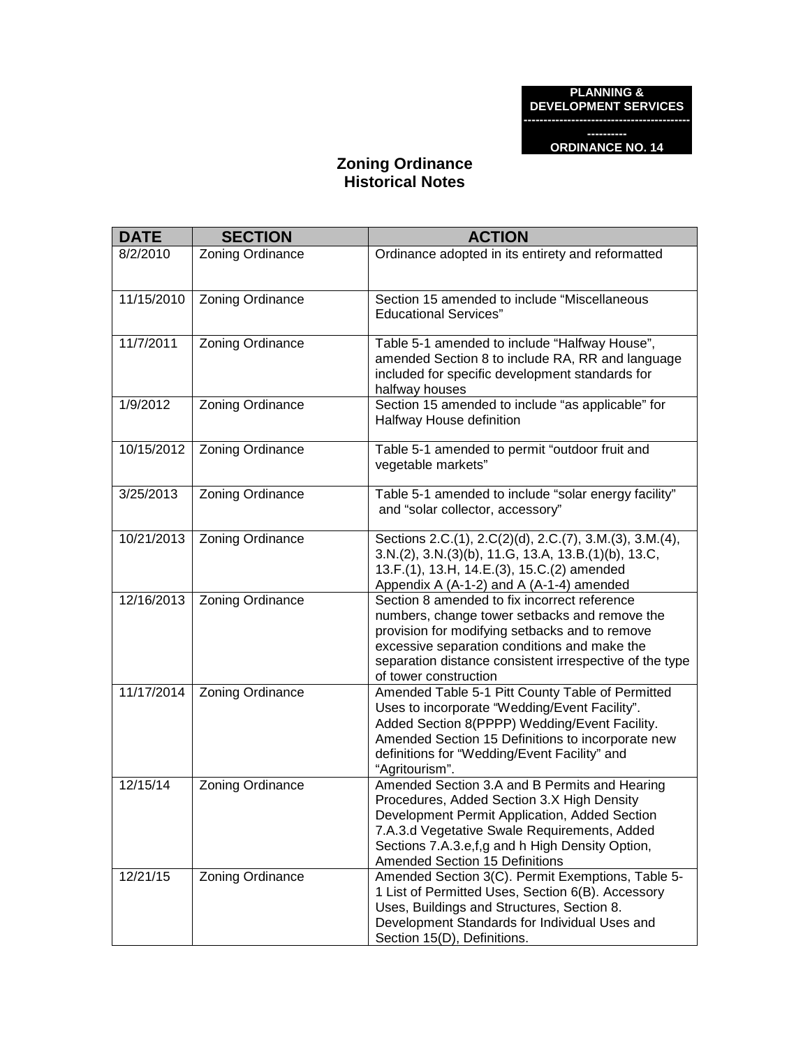**PLANNING & DEVELOPMENT SERVICES**

**ORDINANCE NO. 14**

# Zoning Ordinance
## Historical Notes

| DATE | SECTION | ACTION |
|---|---|---|
| 8/2/2010 | Zoning Ordinance | Ordinance adopted in its entirety and reformatted |
| 11/15/2010 | Zoning Ordinance | Section 15 amended to include “Miscellaneous Educational Services” |
| 11/7/2011 | Zoning Ordinance | Table 5-1 amended to include “Halfway House”, amended Section 8 to include RA, RR and language included for specific development standards for halfway houses |
| 1/9/2012 | Zoning Ordinance | Section 15 amended to include “as applicable” for Halfway House definition |
| 10/15/2012 | Zoning Ordinance | Table 5-1 amended to permit “outdoor fruit and vegetable markets” |
| 3/25/2013 | Zoning Ordinance | Table 5-1 amended to include “solar energy facility” and “solar collector, accessory” |
| 10/21/2013 | Zoning Ordinance | Sections 2.C.(1), 2.C(2)(d), 2.C.(7), 3.M.(3), 3.M.(4), 3.N.(2), 3.N.(3)(b), 11.G, 13.A, 13.B.(1)(b), 13.C, 13.F.(1), 13.H, 14.E.(3), 15.C.(2) amended Appendix A (A-1-2) and A (A-1-4) amended |
| 12/16/2013 | Zoning Ordinance | Section 8 amended to fix incorrect reference numbers, change tower setbacks and remove the provision for modifying setbacks and to remove excessive separation conditions and make the separation distance consistent irrespective of the type of tower construction |
| 11/17/2014 | Zoning Ordinance | Amended Table 5-1 Pitt County Table of Permitted Uses to incorporate “Wedding/Event Facility”. Added Section 8(PPPP) Wedding/Event Facility. Amended Section 15 Definitions to incorporate new definitions for “Wedding/Event Facility” and “Agritourism”. |
| 12/15/14 | Zoning Ordinance | Amended Section 3.A and B Permits and Hearing Procedures, Added Section 3.X High Density Development Permit Application, Added Section 7.A.3.d Vegetative Swale Requirements, Added Sections 7.A.3.e,f,g and h High Density Option, Amended Section 15 Definitions |
| 12/21/15 | Zoning Ordinance | Amended Section 3(C). Permit Exemptions, Table 5-1 List of Permitted Uses, Section 6(B). Accessory Uses, Buildings and Structures, Section 8. Development Standards for Individual Uses and Section 15(D), Definitions. |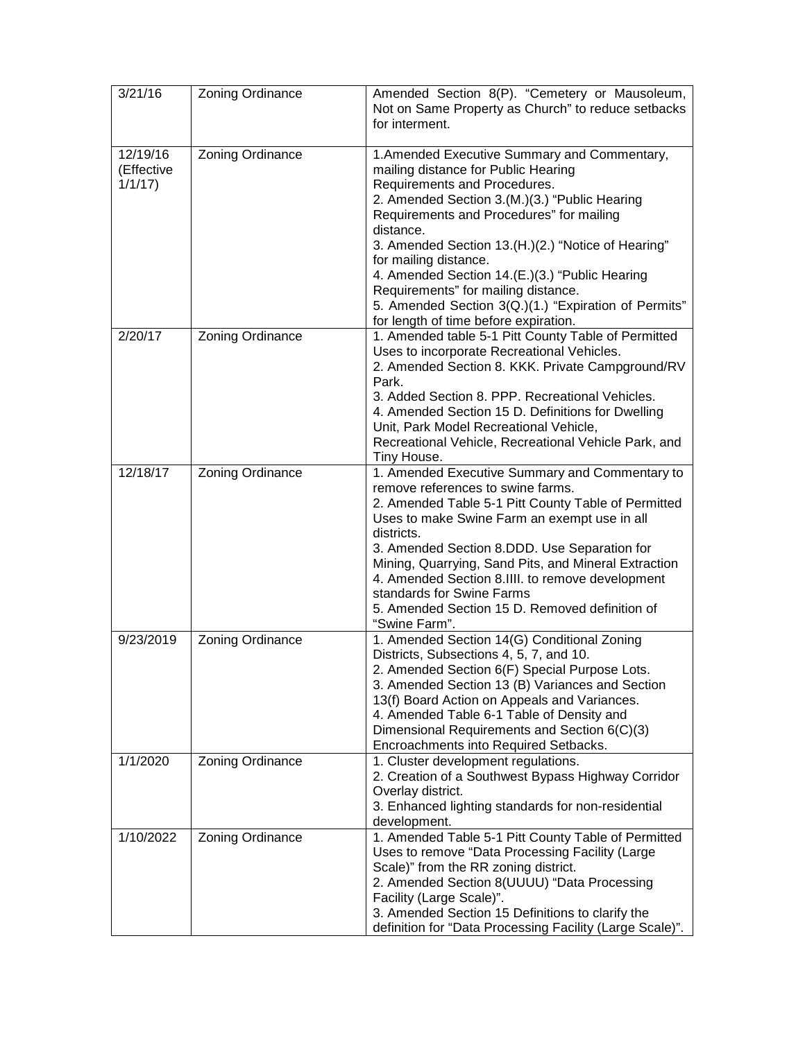| | | |
|---|---|---|
| 3/21/16 | Zoning Ordinance | Amended Section 8(P). "Cemetery or Mausoleum, Not on Same Property as Church" to reduce setbacks for interment. |
| 12/19/16 (Effective 1/1/17) | Zoning Ordinance | 1.Amended Executive Summary and Commentary, mailing distance for Public Hearing Requirements and Procedures.<br>2. Amended Section 3.(M.)(3.) "Public Hearing Requirements and Procedures" for mailing distance.<br>3. Amended Section 13.(H.)(2.) "Notice of Hearing" for mailing distance.<br>4. Amended Section 14.(E.)(3.) "Public Hearing Requirements" for mailing distance.<br>5. Amended Section 3(Q.)(1.) "Expiration of Permits" for length of time before expiration. |
| 2/20/17 | Zoning Ordinance | 1. Amended table 5-1 Pitt County Table of Permitted Uses to incorporate Recreational Vehicles.<br>2. Amended Section 8. KKK. Private Campground/RV Park.<br>3. Added Section 8. PPP. Recreational Vehicles.<br>4. Amended Section 15 D. Definitions for Dwelling Unit, Park Model Recreational Vehicle, Recreational Vehicle, Recreational Vehicle Park, and Tiny House. |
| 12/18/17 | Zoning Ordinance | 1. Amended Executive Summary and Commentary to remove references to swine farms.<br>2. Amended Table 5-1 Pitt County Table of Permitted Uses to make Swine Farm an exempt use in all districts.<br>3. Amended Section 8.DDD. Use Separation for Mining, Quarrying, Sand Pits, and Mineral Extraction<br>4. Amended Section 8.IIII. to remove development standards for Swine Farms<br>5. Amended Section 15 D. Removed definition of "Swine Farm". |
| 9/23/2019 | Zoning Ordinance | 1. Amended Section 14(G) Conditional Zoning Districts, Subsections 4, 5, 7, and 10.<br>2. Amended Section 6(F) Special Purpose Lots.<br>3. Amended Section 13 (B) Variances and Section 13(f) Board Action on Appeals and Variances.<br>4. Amended Table 6-1 Table of Density and Dimensional Requirements and Section 6(C)(3) Encroachments into Required Setbacks. |
| 1/1/2020 | Zoning Ordinance | 1. Cluster development regulations.<br>2. Creation of a Southwest Bypass Highway Corridor Overlay district.<br>3. Enhanced lighting standards for non-residential development. |
| 1/10/2022 | Zoning Ordinance | 1. Amended Table 5-1 Pitt County Table of Permitted Uses to remove "Data Processing Facility (Large Scale)" from the RR zoning district.<br>2. Amended Section 8(UUUU) "Data Processing Facility (Large Scale)".<br>3. Amended Section 15 Definitions to clarify the definition for "Data Processing Facility (Large Scale)". |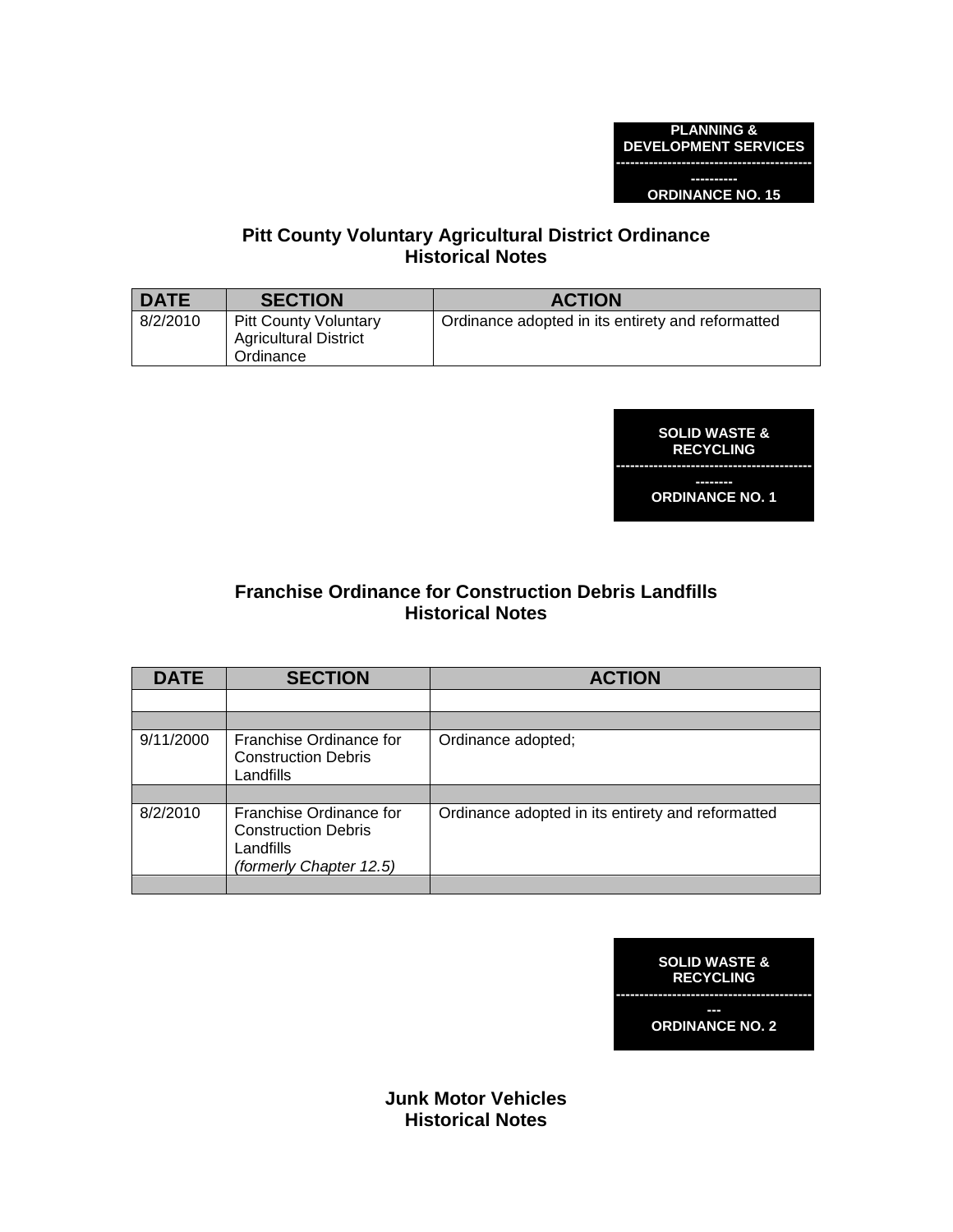**PLANNING & DEVELOPMENT SERVICES**
**--------------------------------------------------**
**ORDINANCE NO. 15**

## Pitt County Voluntary Agricultural District Ordinance
## Historical Notes

| DATE | SECTION | ACTION |
|---|---|---|
| 8/2/2010 | Pitt County Voluntary Agricultural District Ordinance | Ordinance adopted in its entirety and reformatted |

**SOLID WASTE & RECYCLING**
**--------------------------------------------------**
**ORDINANCE NO. 1**

## Franchise Ordinance for Construction Debris Landfills
## Historical Notes

| DATE | SECTION | ACTION |
|---|---|---|
| | | |
| | | |
| 9/11/2000 | Franchise Ordinance for Construction Debris Landfills | Ordinance adopted; |
| | | |
| 8/2/2010 | Franchise Ordinance for Construction Debris Landfills *(formerly Chapter 12.5)* | Ordinance adopted in its entirety and reformatted |
| | | |

**SOLID WASTE & RECYCLING**
**--------------------------------------------------**
**ORDINANCE NO. 2**

## Junk Motor Vehicles
## Historical Notes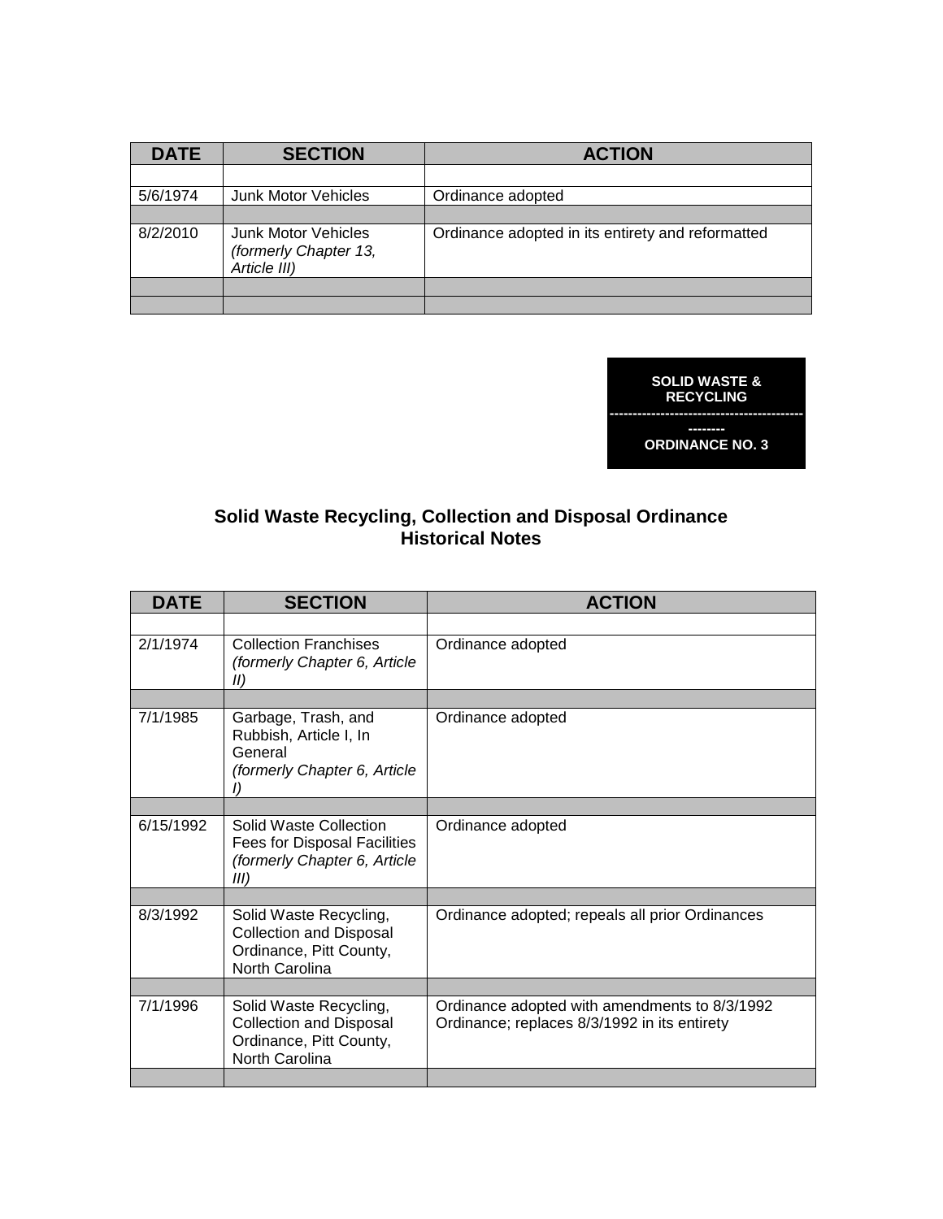| DATE | SECTION | ACTION |
|---|---|---|
| | | |
| 5/6/1974 | Junk Motor Vehicles | Ordinance adopted |
| | | |
| 8/2/2010 | Junk Motor Vehicles *(formerly Chapter 13, Article III)* | Ordinance adopted in its entirety and reformatted |
| | | |
| | | |

**SOLID WASTE & RECYCLING**

**ORDINANCE NO. 3**

## Solid Waste Recycling, Collection and Disposal Ordinance Historical Notes

| DATE | SECTION | ACTION |
|---|---|---|
| | | |
| 2/1/1974 | Collection Franchises *(formerly Chapter 6, Article II)* | Ordinance adopted |
| | | |
| 7/1/1985 | Garbage, Trash, and Rubbish, Article I, In General *(formerly Chapter 6, Article I)* | Ordinance adopted |
| | | |
| 6/15/1992 | Solid Waste Collection Fees for Disposal Facilities *(formerly Chapter 6, Article III)* | Ordinance adopted |
| | | |
| 8/3/1992 | Solid Waste Recycling, Collection and Disposal Ordinance, Pitt County, North Carolina | Ordinance adopted; repeals all prior Ordinances |
| | | |
| 7/1/1996 | Solid Waste Recycling, Collection and Disposal Ordinance, Pitt County, North Carolina | Ordinance adopted with amendments to 8/3/1992 Ordinance; replaces 8/3/1992 in its entirety |
| | | |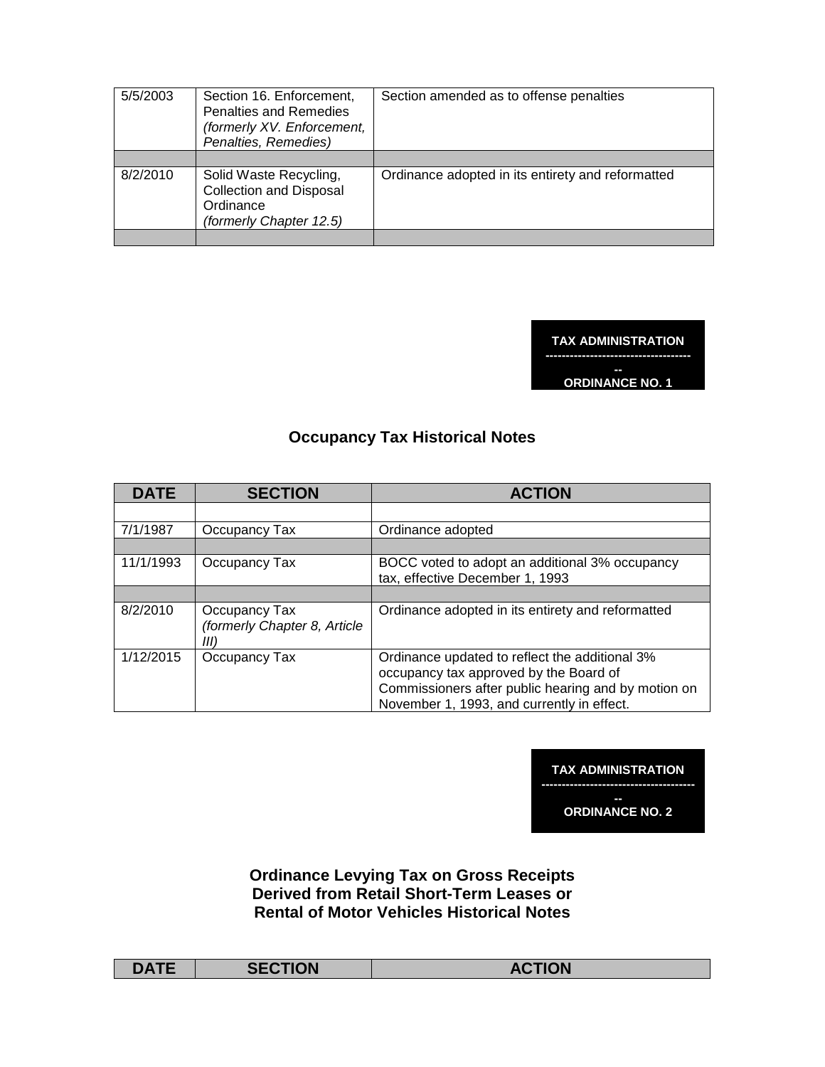| | | |
|---|---|---|
| 5/5/2003 | Section 16. Enforcement, Penalties and Remedies *(formerly XV. Enforcement, Penalties, Remedies)* | Section amended as to offense penalties |
| | | |
| 8/2/2010 | Solid Waste Recycling, Collection and Disposal Ordinance *(formerly Chapter 12.5)* | Ordinance adopted in its entirety and reformatted |
| | | |

**TAX ADMINISTRATION**
**-------------------------------------**
**ORDINANCE NO. 1**

## Occupancy Tax Historical Notes

| DATE | SECTION | ACTION |
|---|---|---|
| | | |
| 7/1/1987 | Occupancy Tax | Ordinance adopted |
| | | |
| 11/1/1993 | Occupancy Tax | BOCC voted to adopt an additional 3% occupancy tax, effective December 1, 1993 |
| | | |
| 8/2/2010 | Occupancy Tax *(formerly Chapter 8, Article III)* | Ordinance adopted in its entirety and reformatted |
| 1/12/2015 | Occupancy Tax | Ordinance updated to reflect the additional 3% occupancy tax approved by the Board of Commissioners after public hearing and by motion on November 1, 1993, and currently in effect. |

**TAX ADMINISTRATION**
**---------------------------------------**
**ORDINANCE NO. 2**

## Ordinance Levying Tax on Gross Receipts Derived from Retail Short-Term Leases or Rental of Motor Vehicles Historical Notes

| DATE | SECTION | ACTION |
|---|---|---|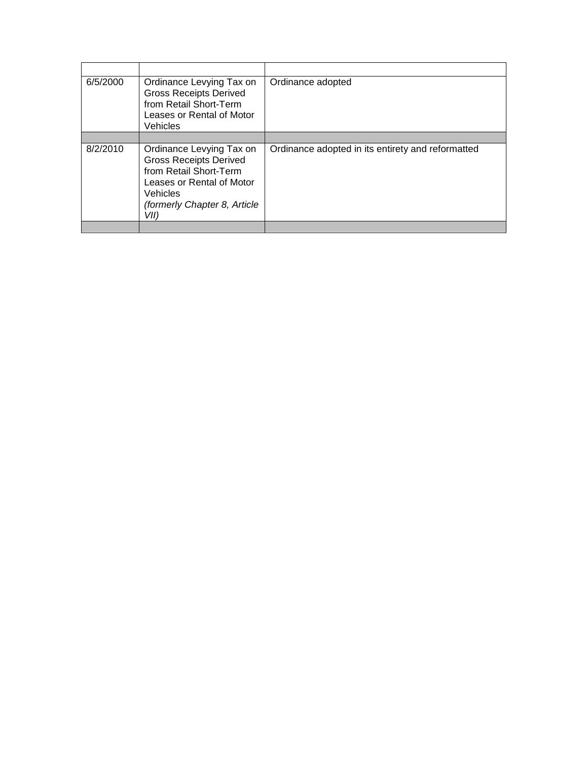| | | |
|---|---|---|
| 6/5/2000 | Ordinance Levying Tax on Gross Receipts Derived from Retail Short-Term Leases or Rental of Motor Vehicles | Ordinance adopted |
| | | |
| 8/2/2010 | Ordinance Levying Tax on Gross Receipts Derived from Retail Short-Term Leases or Rental of Motor Vehicles *(formerly Chapter 8, Article VII)* | Ordinance adopted in its entirety and reformatted |
| | | |